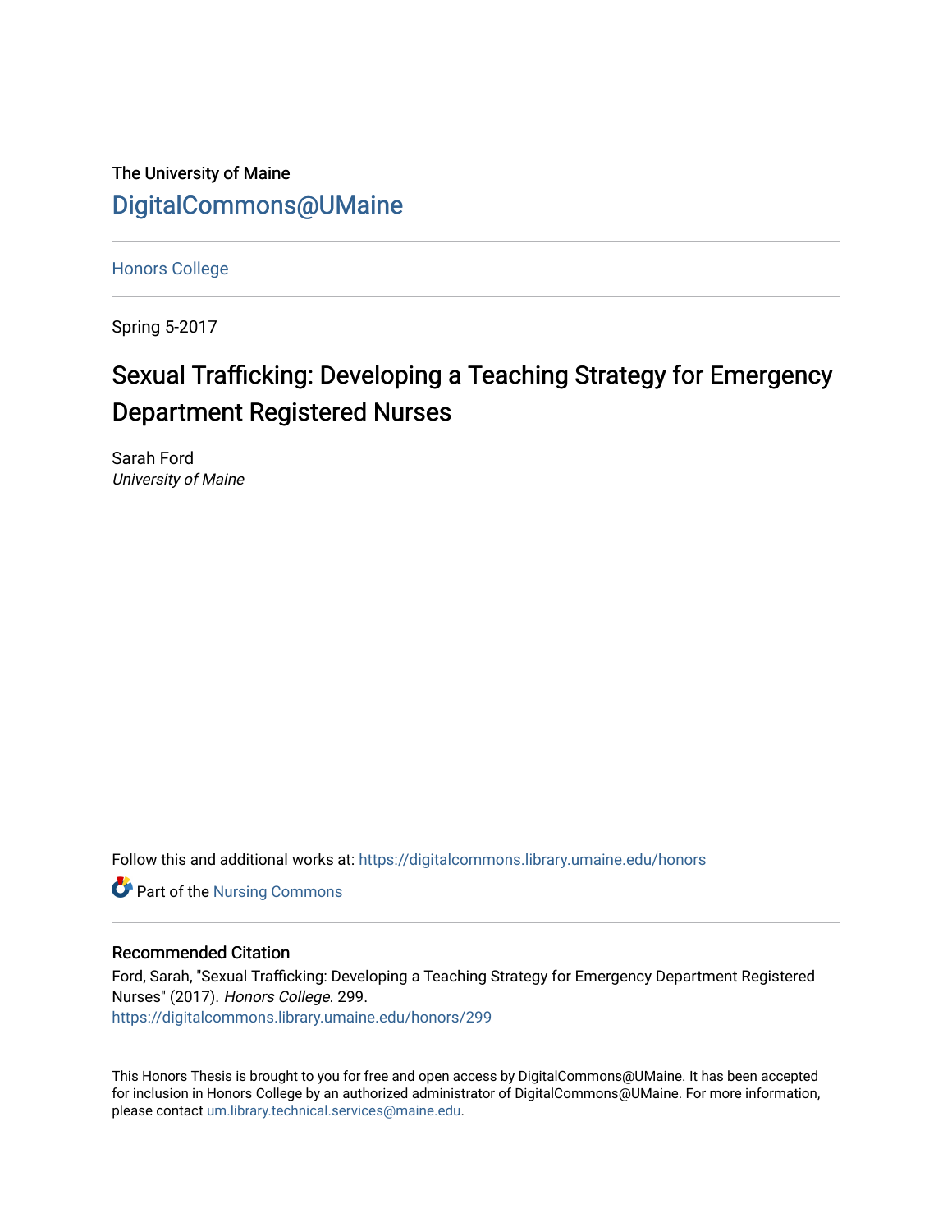The University of Maine

DigitalCommons@UMaine

Honors College

Spring 5-2017

# Sexual Trafficking: Developing a Teaching Strategy for Emergency Department Registered Nurses

Sarah Ford
*University of Maine*

Follow this and additional works at: https://digitalcommons.library.umaine.edu/honors

Part of the Nursing Commons

## Recommended Citation

Ford, Sarah, "Sexual Trafficking: Developing a Teaching Strategy for Emergency Department Registered Nurses" (2017). *Honors College*. 299.
https://digitalcommons.library.umaine.edu/honors/299

This Honors Thesis is brought to you for free and open access by DigitalCommons@UMaine. It has been accepted for inclusion in Honors College by an authorized administrator of DigitalCommons@UMaine. For more information, please contact um.library.technical.services@maine.edu.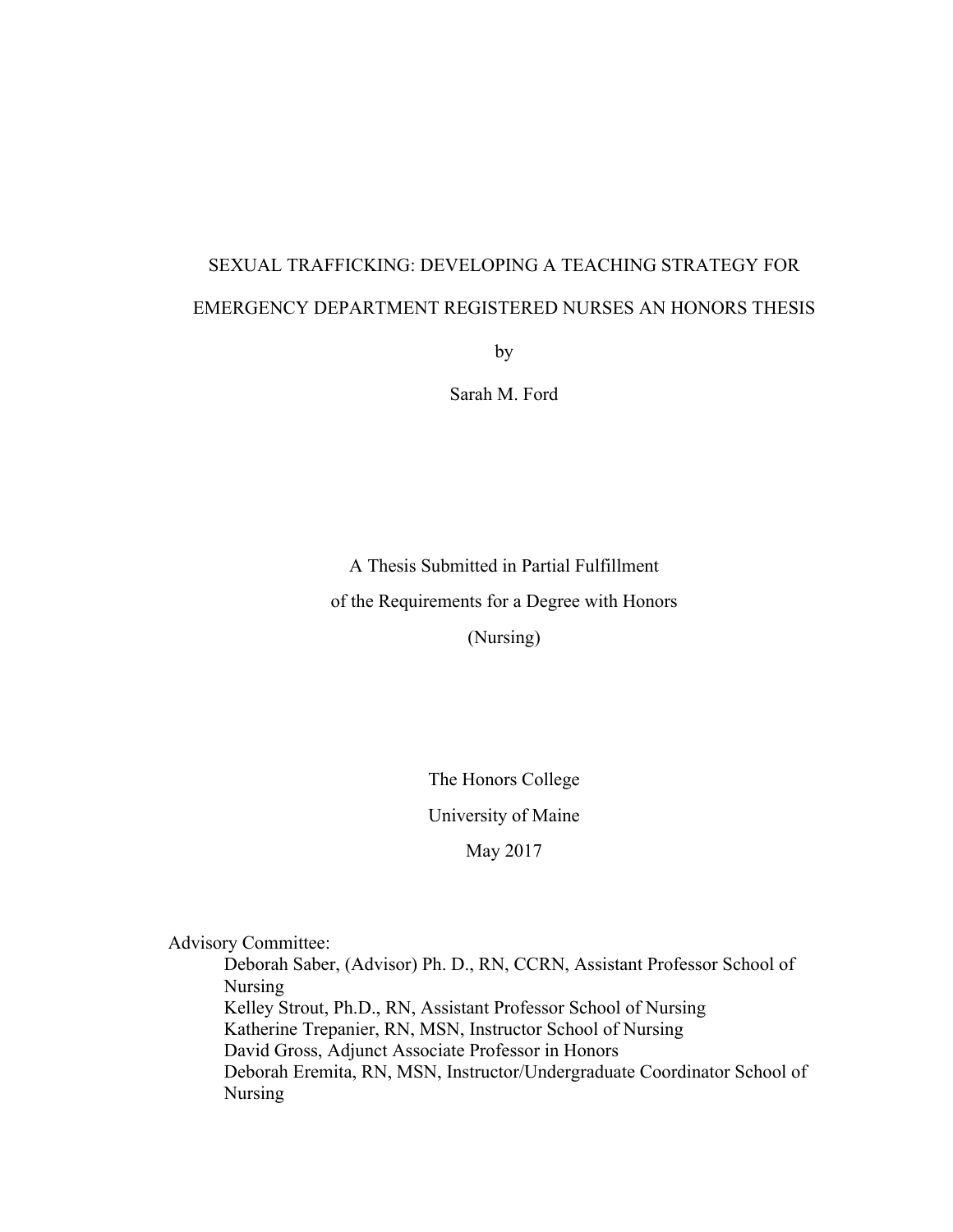SEXUAL TRAFFICKING: DEVELOPING A TEACHING STRATEGY FOR EMERGENCY DEPARTMENT REGISTERED NURSES AN HONORS THESIS

by

Sarah M. Ford

A Thesis Submitted in Partial Fulfillment
of the Requirements for a Degree with Honors
(Nursing)

The Honors College
University of Maine
May 2017

Advisory Committee:

Deborah Saber, (Advisor) Ph. D., RN, CCRN, Assistant Professor School of Nursing
Kelley Strout, Ph.D., RN, Assistant Professor School of Nursing
Katherine Trepanier, RN, MSN, Instructor School of Nursing
David Gross, Adjunct Associate Professor in Honors
Deborah Eremita, RN, MSN, Instructor/Undergraduate Coordinator School of Nursing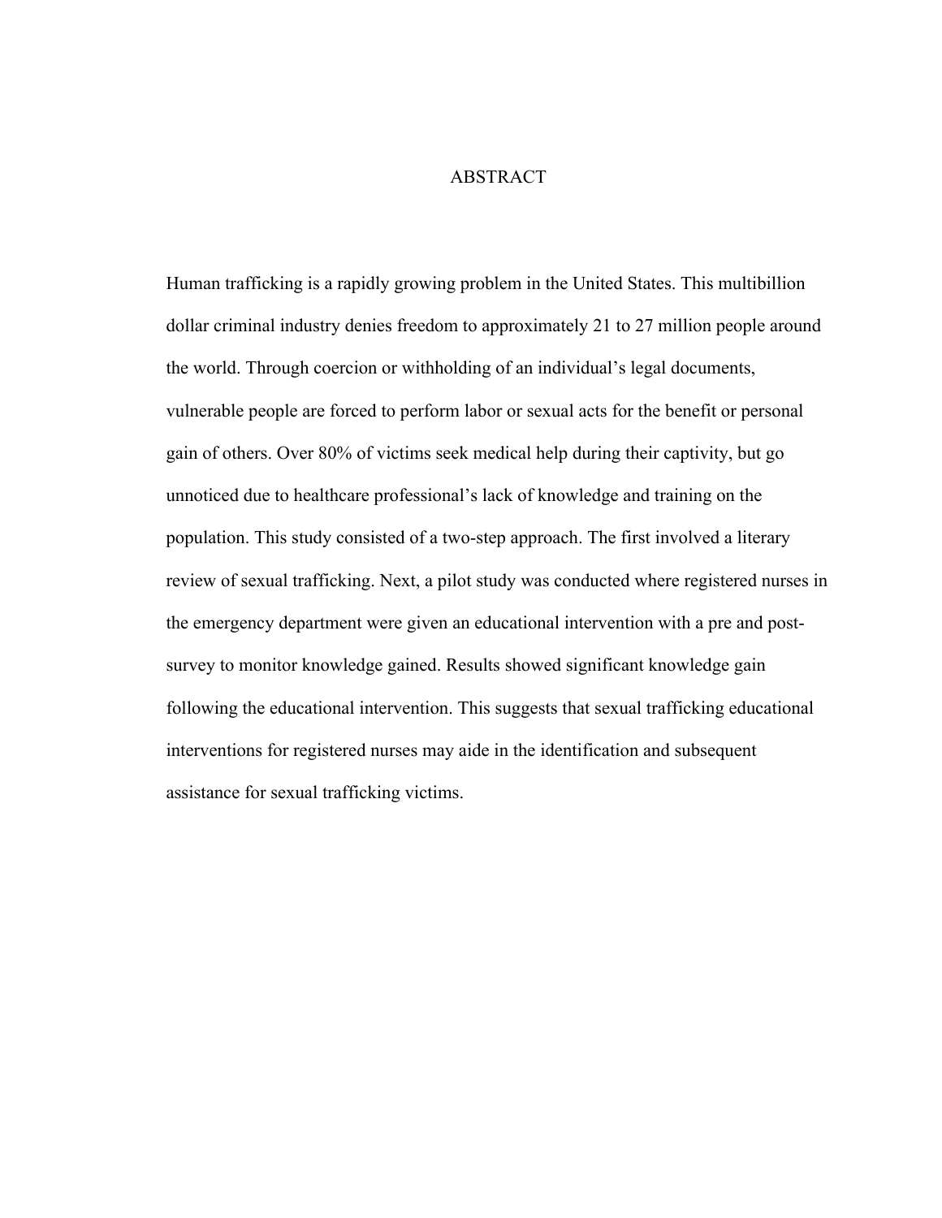# ABSTRACT

Human trafficking is a rapidly growing problem in the United States. This multibillion dollar criminal industry denies freedom to approximately 21 to 27 million people around the world. Through coercion or withholding of an individual's legal documents, vulnerable people are forced to perform labor or sexual acts for the benefit or personal gain of others. Over 80% of victims seek medical help during their captivity, but go unnoticed due to healthcare professional's lack of knowledge and training on the population. This study consisted of a two-step approach. The first involved a literary review of sexual trafficking. Next, a pilot study was conducted where registered nurses in the emergency department were given an educational intervention with a pre and post-survey to monitor knowledge gained. Results showed significant knowledge gain following the educational intervention. This suggests that sexual trafficking educational interventions for registered nurses may aide in the identification and subsequent assistance for sexual trafficking victims.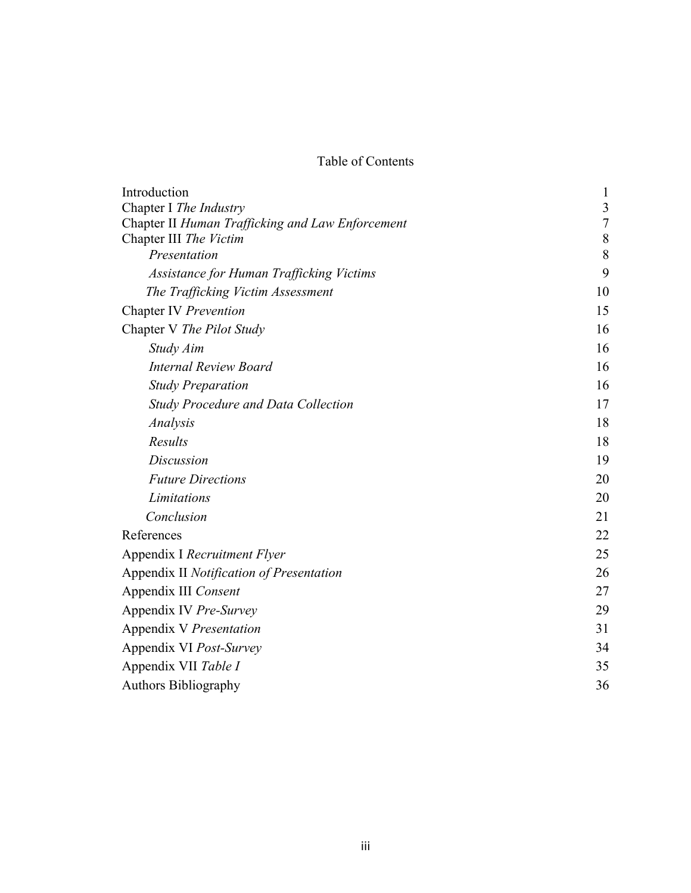# Table of Contents

| | |
|---|---|
| Introduction | 1 |
| Chapter I *The Industry* | 3 |
| Chapter II *Human Trafficking and Law Enforcement* | 7 |
| Chapter III *The Victim* | 8 |
| &nbsp;&nbsp;&nbsp;&nbsp;*Presentation* | 8 |
| &nbsp;&nbsp;&nbsp;&nbsp;*Assistance for Human Trafficking Victims* | 9 |
| &nbsp;&nbsp;&nbsp;&nbsp;*The Trafficking Victim Assessment* | 10 |
| Chapter IV *Prevention* | 15 |
| Chapter V *The Pilot Study* | 16 |
| &nbsp;&nbsp;&nbsp;&nbsp;*Study Aim* | 16 |
| &nbsp;&nbsp;&nbsp;&nbsp;*Internal Review Board* | 16 |
| &nbsp;&nbsp;&nbsp;&nbsp;*Study Preparation* | 16 |
| &nbsp;&nbsp;&nbsp;&nbsp;*Study Procedure and Data Collection* | 17 |
| &nbsp;&nbsp;&nbsp;&nbsp;*Analysis* | 18 |
| &nbsp;&nbsp;&nbsp;&nbsp;*Results* | 18 |
| &nbsp;&nbsp;&nbsp;&nbsp;*Discussion* | 19 |
| &nbsp;&nbsp;&nbsp;&nbsp;*Future Directions* | 20 |
| &nbsp;&nbsp;&nbsp;&nbsp;*Limitations* | 20 |
| &nbsp;&nbsp;&nbsp;&nbsp;*Conclusion* | 21 |
| References | 22 |
| Appendix I *Recruitment Flyer* | 25 |
| Appendix II *Notification of Presentation* | 26 |
| Appendix III *Consent* | 27 |
| Appendix IV *Pre-Survey* | 29 |
| Appendix V *Presentation* | 31 |
| Appendix VI *Post-Survey* | 34 |
| Appendix VII *Table I* | 35 |
| Authors Bibliography | 36 |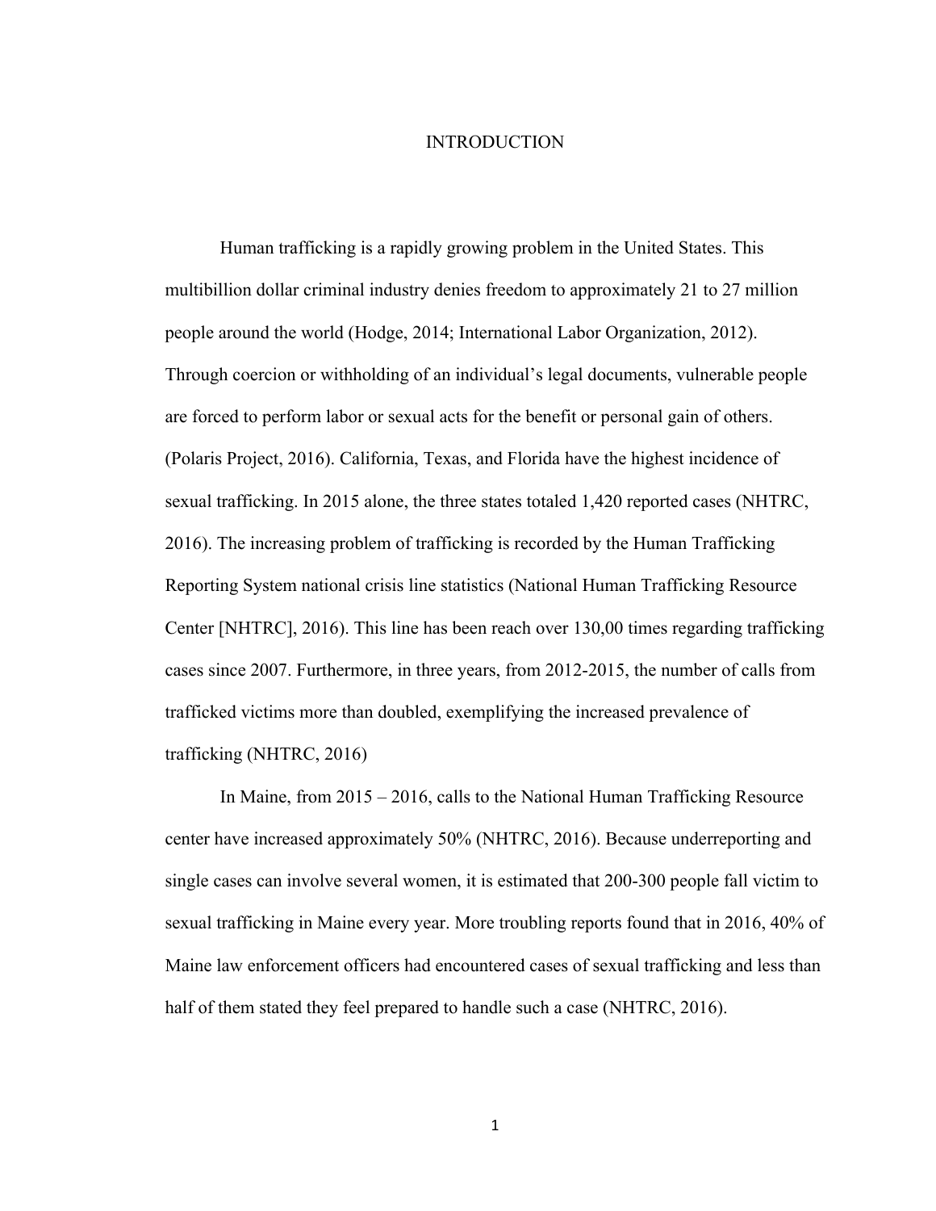# INTRODUCTION

Human trafficking is a rapidly growing problem in the United States. This multibillion dollar criminal industry denies freedom to approximately 21 to 27 million people around the world (Hodge, 2014; International Labor Organization, 2012). Through coercion or withholding of an individual's legal documents, vulnerable people are forced to perform labor or sexual acts for the benefit or personal gain of others. (Polaris Project, 2016). California, Texas, and Florida have the highest incidence of sexual trafficking. In 2015 alone, the three states totaled 1,420 reported cases (NHTRC, 2016). The increasing problem of trafficking is recorded by the Human Trafficking Reporting System national crisis line statistics (National Human Trafficking Resource Center [NHTRC], 2016). This line has been reach over 130,00 times regarding trafficking cases since 2007. Furthermore, in three years, from 2012-2015, the number of calls from trafficked victims more than doubled, exemplifying the increased prevalence of trafficking (NHTRC, 2016)

In Maine, from 2015 – 2016, calls to the National Human Trafficking Resource center have increased approximately 50% (NHTRC, 2016). Because underreporting and single cases can involve several women, it is estimated that 200-300 people fall victim to sexual trafficking in Maine every year. More troubling reports found that in 2016, 40% of Maine law enforcement officers had encountered cases of sexual trafficking and less than half of them stated they feel prepared to handle such a case (NHTRC, 2016).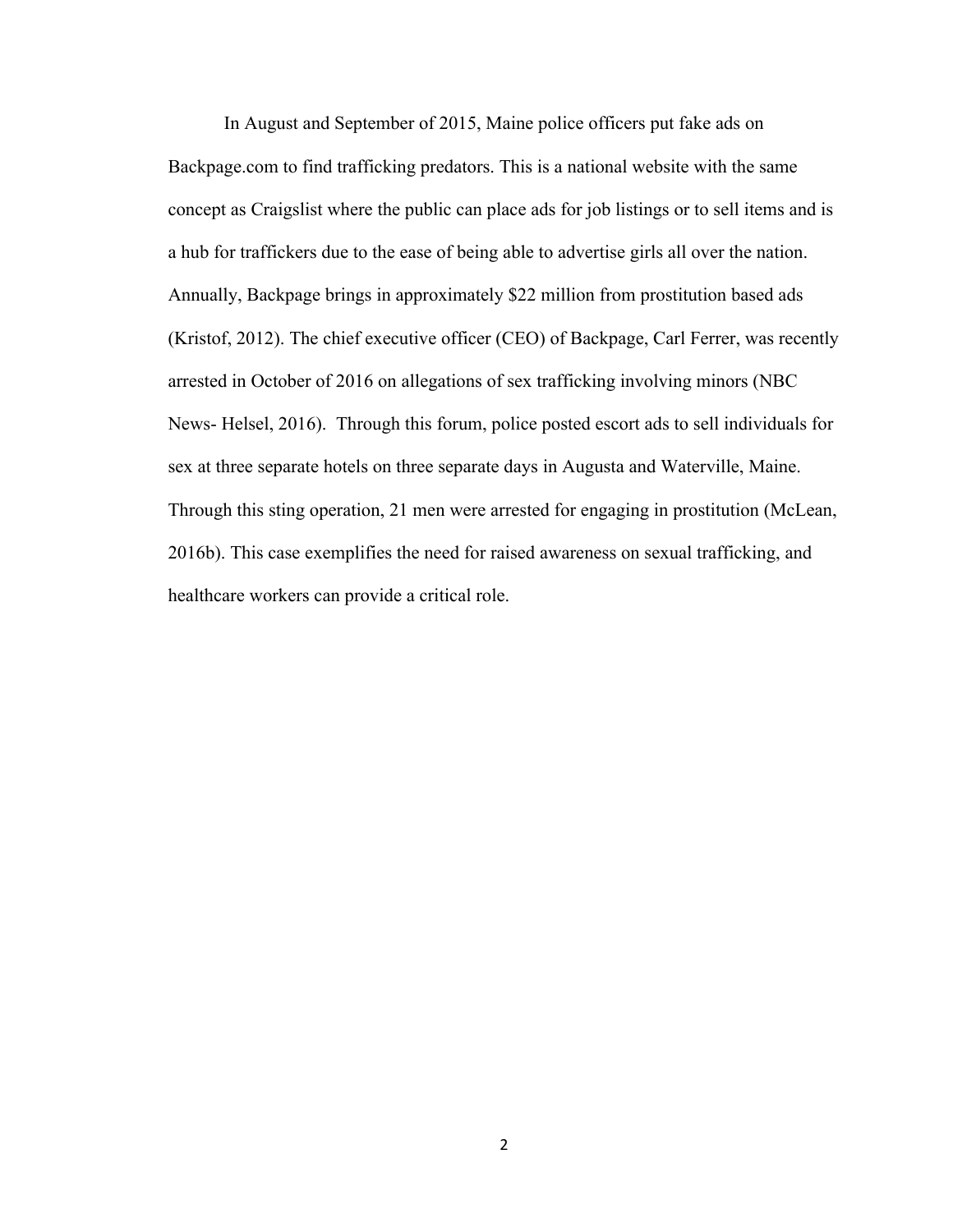In August and September of 2015, Maine police officers put fake ads on Backpage.com to find trafficking predators. This is a national website with the same concept as Craigslist where the public can place ads for job listings or to sell items and is a hub for traffickers due to the ease of being able to advertise girls all over the nation. Annually, Backpage brings in approximately $22 million from prostitution based ads (Kristof, 2012). The chief executive officer (CEO) of Backpage, Carl Ferrer, was recently arrested in October of 2016 on allegations of sex trafficking involving minors (NBC News- Helsel, 2016). Through this forum, police posted escort ads to sell individuals for sex at three separate hotels on three separate days in Augusta and Waterville, Maine. Through this sting operation, 21 men were arrested for engaging in prostitution (McLean, 2016b). This case exemplifies the need for raised awareness on sexual trafficking, and healthcare workers can provide a critical role.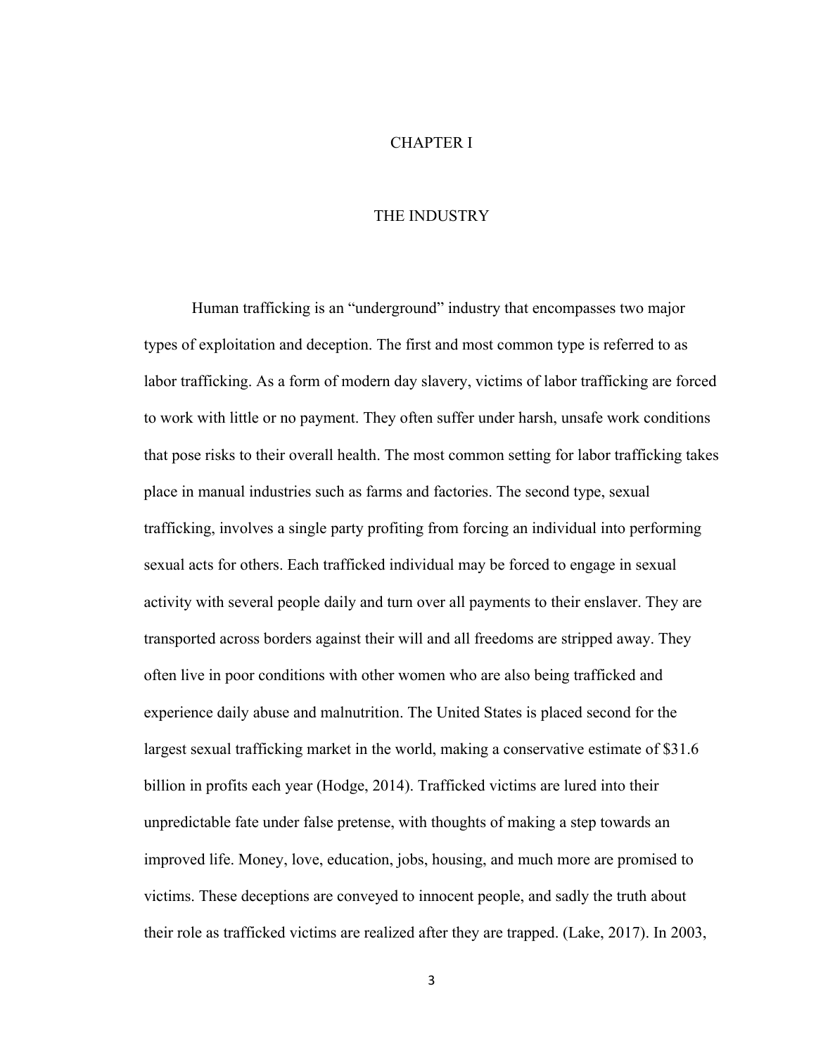# CHAPTER I

## THE INDUSTRY

Human trafficking is an "underground" industry that encompasses two major types of exploitation and deception. The first and most common type is referred to as labor trafficking. As a form of modern day slavery, victims of labor trafficking are forced to work with little or no payment. They often suffer under harsh, unsafe work conditions that pose risks to their overall health. The most common setting for labor trafficking takes place in manual industries such as farms and factories. The second type, sexual trafficking, involves a single party profiting from forcing an individual into performing sexual acts for others. Each trafficked individual may be forced to engage in sexual activity with several people daily and turn over all payments to their enslaver. They are transported across borders against their will and all freedoms are stripped away. They often live in poor conditions with other women who are also being trafficked and experience daily abuse and malnutrition. The United States is placed second for the largest sexual trafficking market in the world, making a conservative estimate of $31.6 billion in profits each year (Hodge, 2014). Trafficked victims are lured into their unpredictable fate under false pretense, with thoughts of making a step towards an improved life. Money, love, education, jobs, housing, and much more are promised to victims. These deceptions are conveyed to innocent people, and sadly the truth about their role as trafficked victims are realized after they are trapped. (Lake, 2017). In 2003,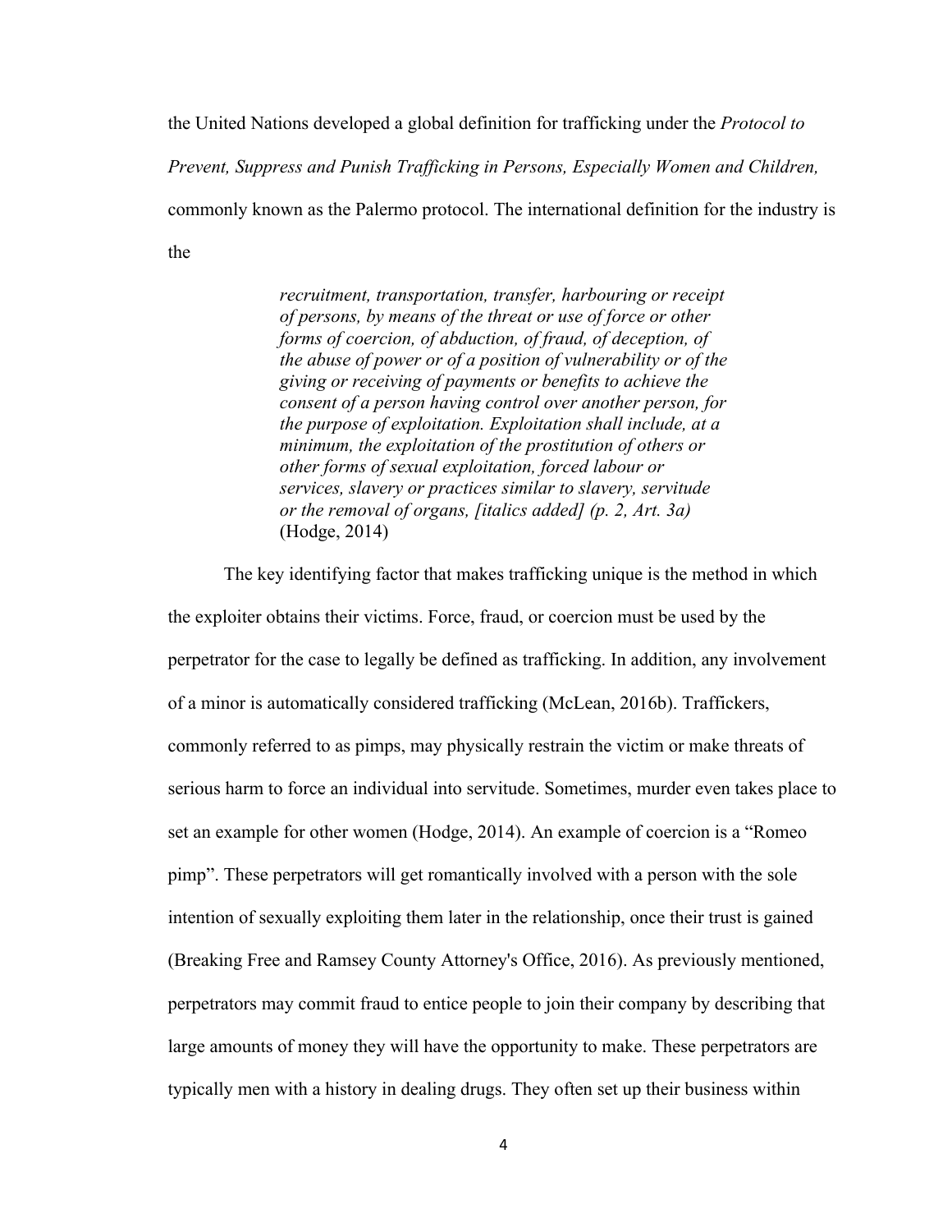the United Nations developed a global definition for trafficking under the *Protocol to Prevent, Suppress and Punish Trafficking in Persons, Especially Women and Children,* commonly known as the Palermo protocol. The international definition for the industry is the

> ***recruitment, transportation, transfer, harbouring or receipt of persons, by means of the threat or use of force or other forms of coercion, of abduction, of fraud, of deception, of the abuse of power or of a position of vulnerability or of the giving or receiving of payments or benefits to achieve the consent of a person having control over another person, for the purpose of exploitation. Exploitation shall include, at a minimum, the exploitation of the prostitution of others or other forms of sexual exploitation, forced labour or services, slavery or practices similar to slavery, servitude or the removal of organs, [italics added] (p. 2, Art. 3a)*** (Hodge, 2014)

The key identifying factor that makes trafficking unique is the method in which the exploiter obtains their victims. Force, fraud, or coercion must be used by the perpetrator for the case to legally be defined as trafficking. In addition, any involvement of a minor is automatically considered trafficking (McLean, 2016b). Traffickers, commonly referred to as pimps, may physically restrain the victim or make threats of serious harm to force an individual into servitude. Sometimes, murder even takes place to set an example for other women (Hodge, 2014). An example of coercion is a "Romeo pimp". These perpetrators will get romantically involved with a person with the sole intention of sexually exploiting them later in the relationship, once their trust is gained (Breaking Free and Ramsey County Attorney's Office, 2016). As previously mentioned, perpetrators may commit fraud to entice people to join their company by describing that large amounts of money they will have the opportunity to make. These perpetrators are typically men with a history in dealing drugs. They often set up their business within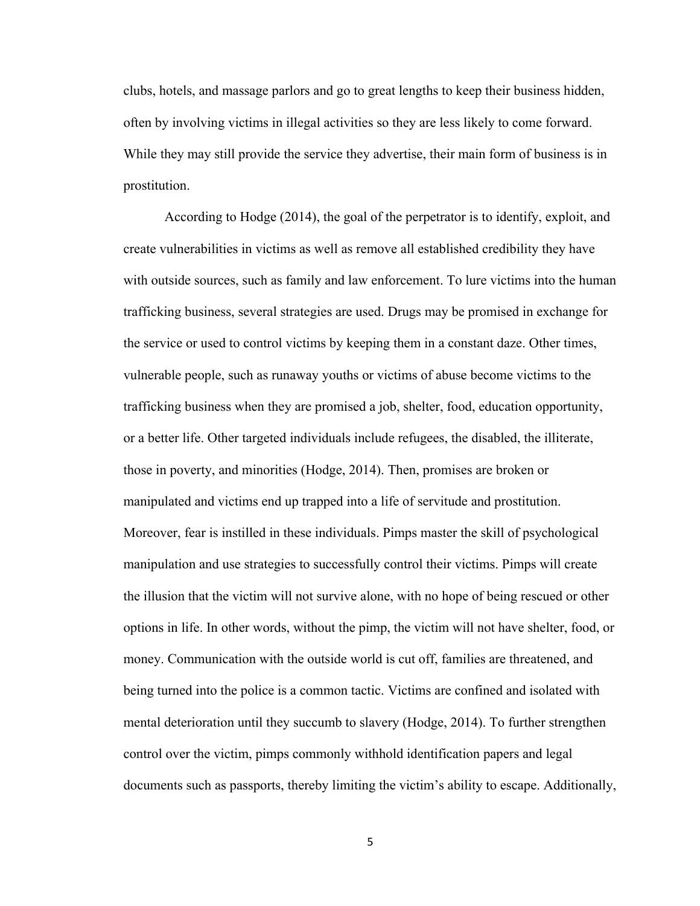clubs, hotels, and massage parlors and go to great lengths to keep their business hidden, often by involving victims in illegal activities so they are less likely to come forward. While they may still provide the service they advertise, their main form of business is in prostitution.

According to Hodge (2014), the goal of the perpetrator is to identify, exploit, and create vulnerabilities in victims as well as remove all established credibility they have with outside sources, such as family and law enforcement. To lure victims into the human trafficking business, several strategies are used. Drugs may be promised in exchange for the service or used to control victims by keeping them in a constant daze. Other times, vulnerable people, such as runaway youths or victims of abuse become victims to the trafficking business when they are promised a job, shelter, food, education opportunity, or a better life. Other targeted individuals include refugees, the disabled, the illiterate, those in poverty, and minorities (Hodge, 2014). Then, promises are broken or manipulated and victims end up trapped into a life of servitude and prostitution. Moreover, fear is instilled in these individuals. Pimps master the skill of psychological manipulation and use strategies to successfully control their victims. Pimps will create the illusion that the victim will not survive alone, with no hope of being rescued or other options in life. In other words, without the pimp, the victim will not have shelter, food, or money. Communication with the outside world is cut off, families are threatened, and being turned into the police is a common tactic. Victims are confined and isolated with mental deterioration until they succumb to slavery (Hodge, 2014). To further strengthen control over the victim, pimps commonly withhold identification papers and legal documents such as passports, thereby limiting the victim's ability to escape. Additionally,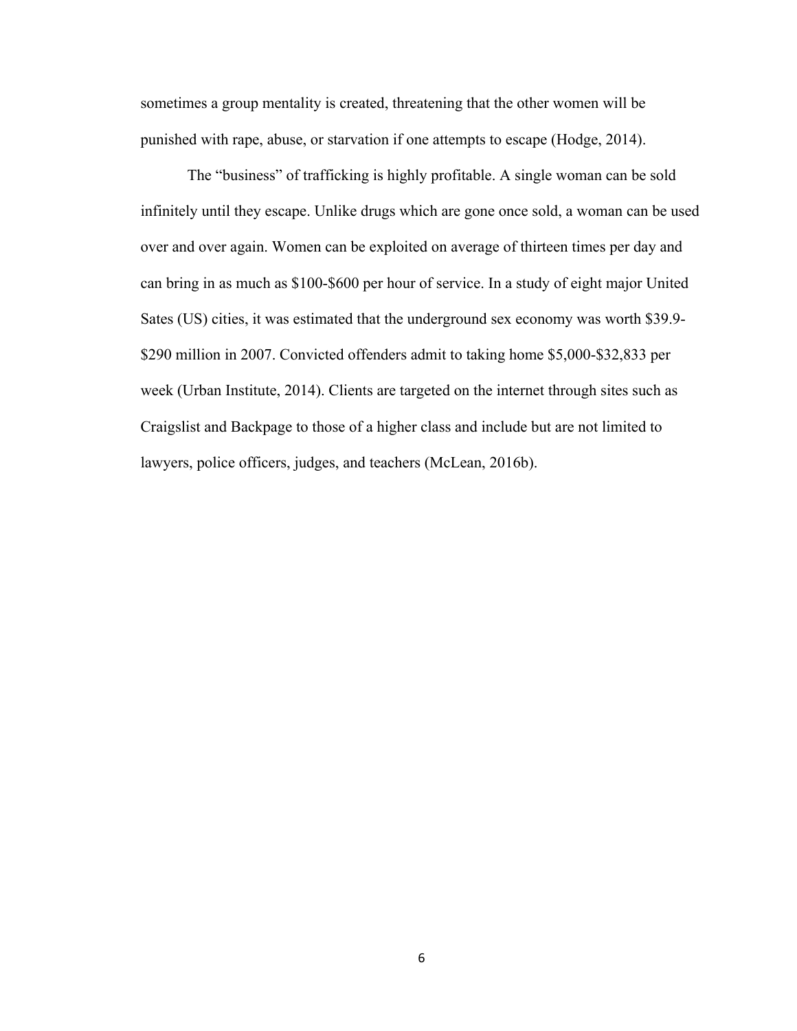sometimes a group mentality is created, threatening that the other women will be punished with rape, abuse, or starvation if one attempts to escape (Hodge, 2014).

The “business” of trafficking is highly profitable. A single woman can be sold infinitely until they escape. Unlike drugs which are gone once sold, a woman can be used over and over again. Women can be exploited on average of thirteen times per day and can bring in as much as $100-$600 per hour of service. In a study of eight major United Sates (US) cities, it was estimated that the underground sex economy was worth $39.9-$290 million in 2007. Convicted offenders admit to taking home $5,000-$32,833 per week (Urban Institute, 2014). Clients are targeted on the internet through sites such as Craigslist and Backpage to those of a higher class and include but are not limited to lawyers, police officers, judges, and teachers (McLean, 2016b).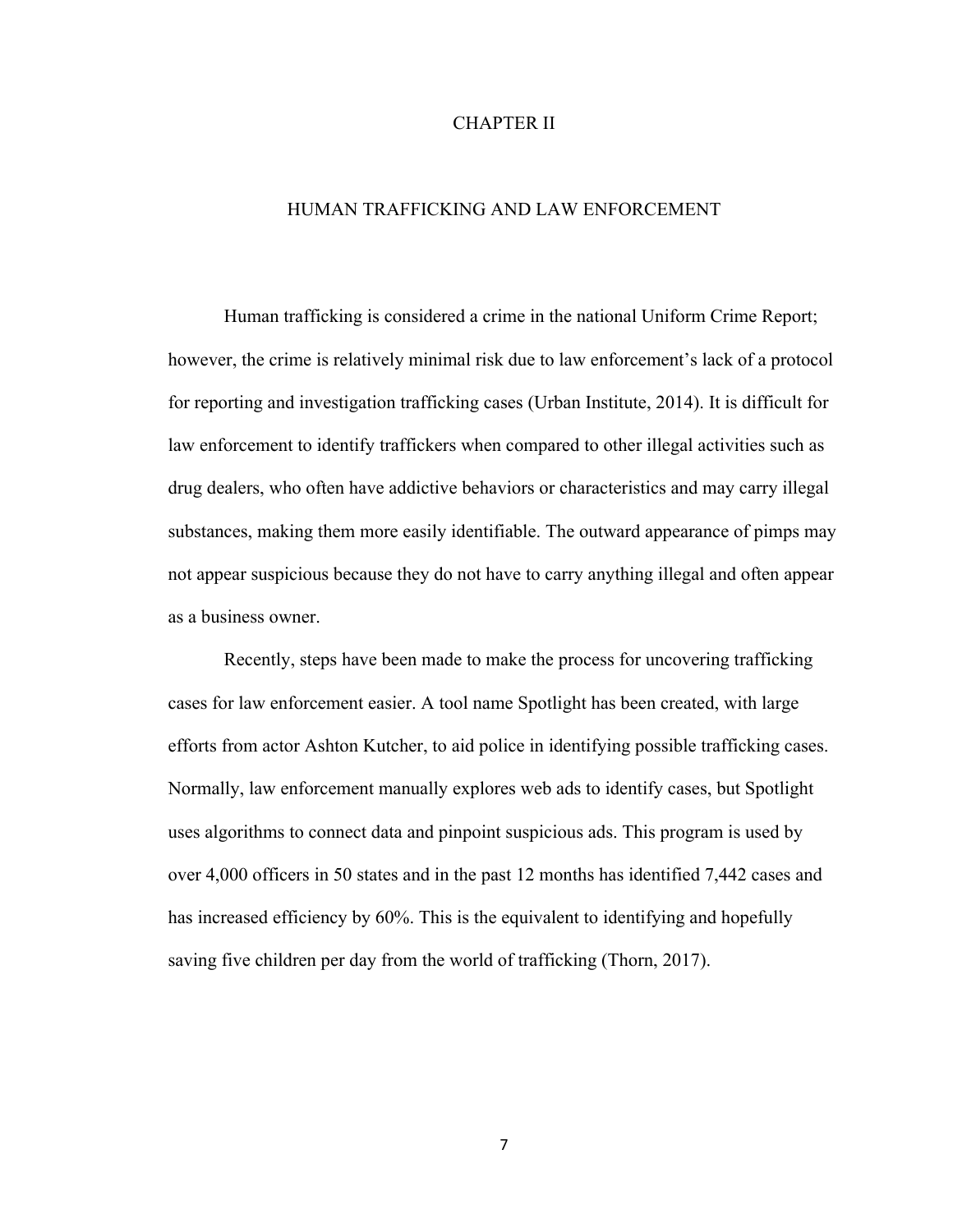# CHAPTER II

## HUMAN TRAFFICKING AND LAW ENFORCEMENT

Human trafficking is considered a crime in the national Uniform Crime Report; however, the crime is relatively minimal risk due to law enforcement's lack of a protocol for reporting and investigation trafficking cases (Urban Institute, 2014). It is difficult for law enforcement to identify traffickers when compared to other illegal activities such as drug dealers, who often have addictive behaviors or characteristics and may carry illegal substances, making them more easily identifiable. The outward appearance of pimps may not appear suspicious because they do not have to carry anything illegal and often appear as a business owner.

Recently, steps have been made to make the process for uncovering trafficking cases for law enforcement easier. A tool name Spotlight has been created, with large efforts from actor Ashton Kutcher, to aid police in identifying possible trafficking cases. Normally, law enforcement manually explores web ads to identify cases, but Spotlight uses algorithms to connect data and pinpoint suspicious ads. This program is used by over 4,000 officers in 50 states and in the past 12 months has identified 7,442 cases and has increased efficiency by 60%. This is the equivalent to identifying and hopefully saving five children per day from the world of trafficking (Thorn, 2017).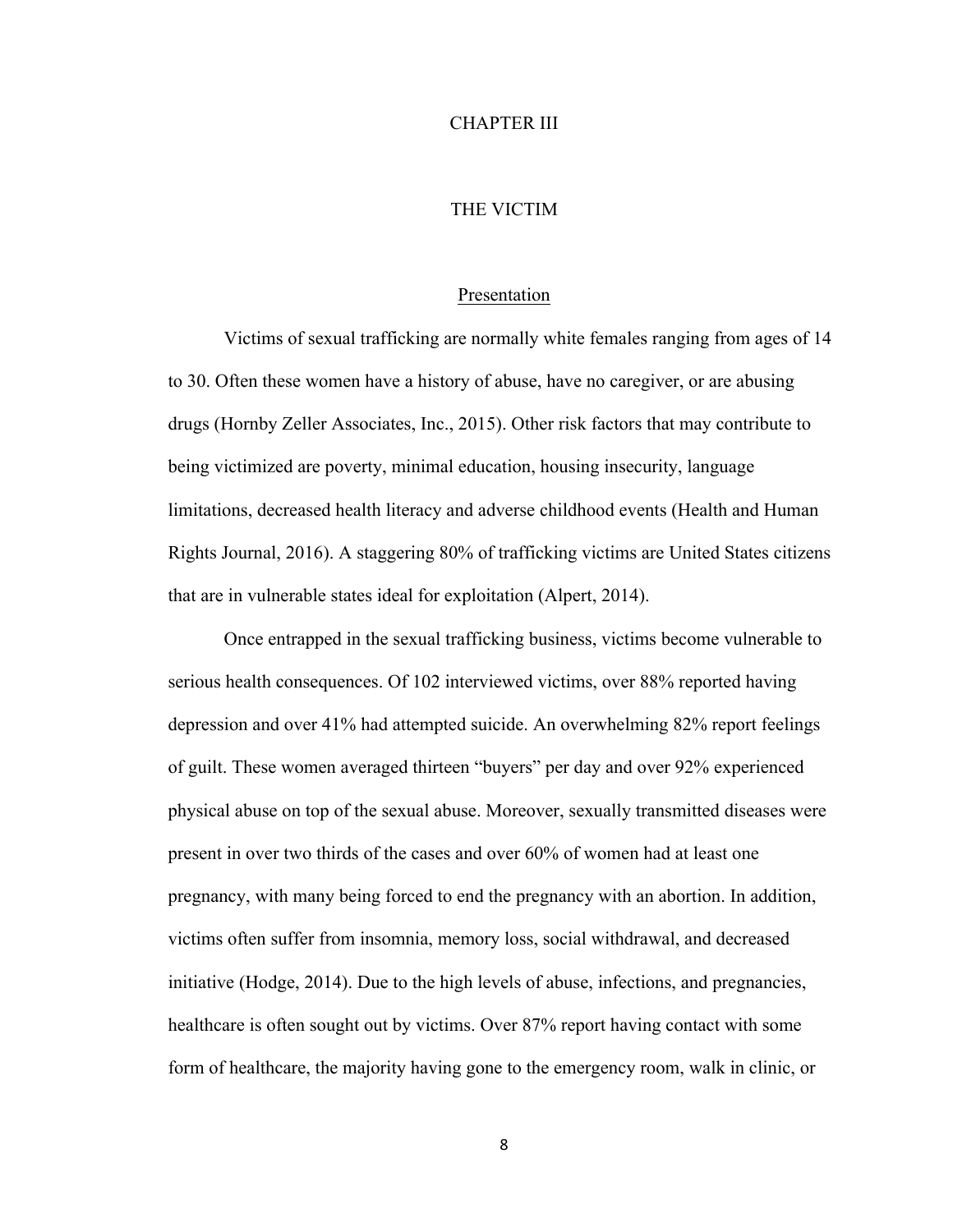# CHAPTER III

# THE VICTIM

## Presentation

Victims of sexual trafficking are normally white females ranging from ages of 14 to 30. Often these women have a history of abuse, have no caregiver, or are abusing drugs (Hornby Zeller Associates, Inc., 2015). Other risk factors that may contribute to being victimized are poverty, minimal education, housing insecurity, language limitations, decreased health literacy and adverse childhood events (Health and Human Rights Journal, 2016). A staggering 80% of trafficking victims are United States citizens that are in vulnerable states ideal for exploitation (Alpert, 2014).

Once entrapped in the sexual trafficking business, victims become vulnerable to serious health consequences. Of 102 interviewed victims, over 88% reported having depression and over 41% had attempted suicide. An overwhelming 82% report feelings of guilt. These women averaged thirteen "buyers" per day and over 92% experienced physical abuse on top of the sexual abuse. Moreover, sexually transmitted diseases were present in over two thirds of the cases and over 60% of women had at least one pregnancy, with many being forced to end the pregnancy with an abortion. In addition, victims often suffer from insomnia, memory loss, social withdrawal, and decreased initiative (Hodge, 2014). Due to the high levels of abuse, infections, and pregnancies, healthcare is often sought out by victims. Over 87% report having contact with some form of healthcare, the majority having gone to the emergency room, walk in clinic, or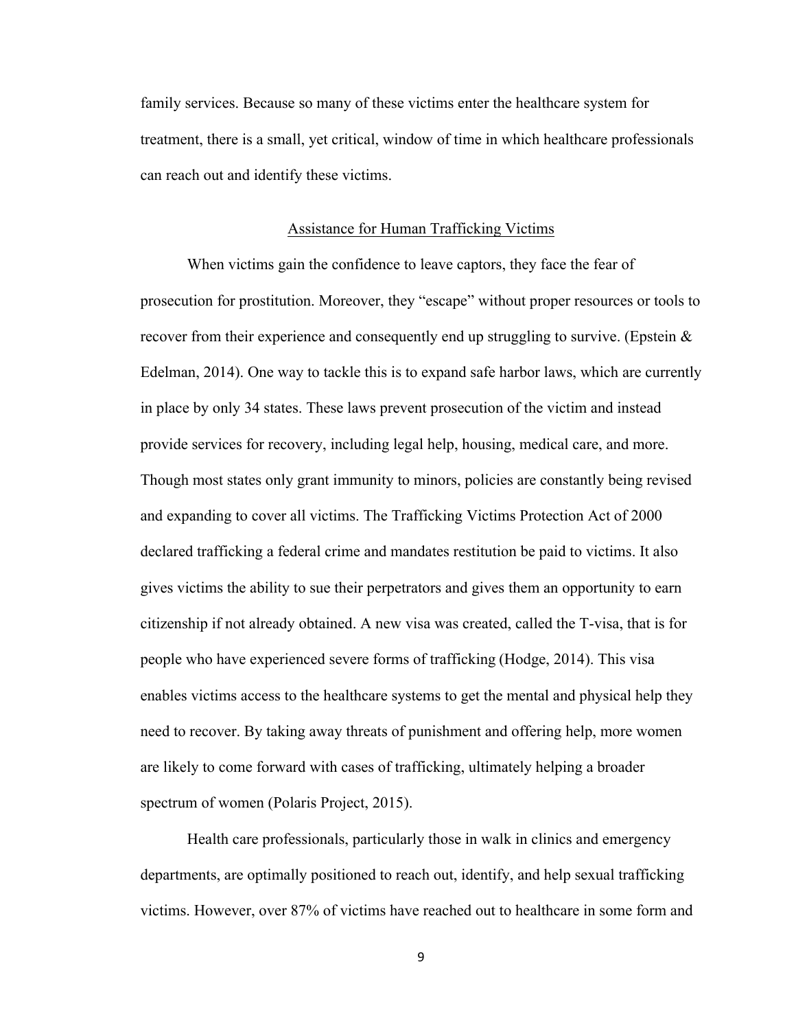family services. Because so many of these victims enter the healthcare system for treatment, there is a small, yet critical, window of time in which healthcare professionals can reach out and identify these victims.

## Assistance for Human Trafficking Victims

When victims gain the confidence to leave captors, they face the fear of prosecution for prostitution. Moreover, they "escape" without proper resources or tools to recover from their experience and consequently end up struggling to survive. (Epstein & Edelman, 2014). One way to tackle this is to expand safe harbor laws, which are currently in place by only 34 states. These laws prevent prosecution of the victim and instead provide services for recovery, including legal help, housing, medical care, and more. Though most states only grant immunity to minors, policies are constantly being revised and expanding to cover all victims. The Trafficking Victims Protection Act of 2000 declared trafficking a federal crime and mandates restitution be paid to victims. It also gives victims the ability to sue their perpetrators and gives them an opportunity to earn citizenship if not already obtained. A new visa was created, called the T-visa, that is for people who have experienced severe forms of trafficking (Hodge, 2014). This visa enables victims access to the healthcare systems to get the mental and physical help they need to recover. By taking away threats of punishment and offering help, more women are likely to come forward with cases of trafficking, ultimately helping a broader spectrum of women (Polaris Project, 2015).

Health care professionals, particularly those in walk in clinics and emergency departments, are optimally positioned to reach out, identify, and help sexual trafficking victims. However, over 87% of victims have reached out to healthcare in some form and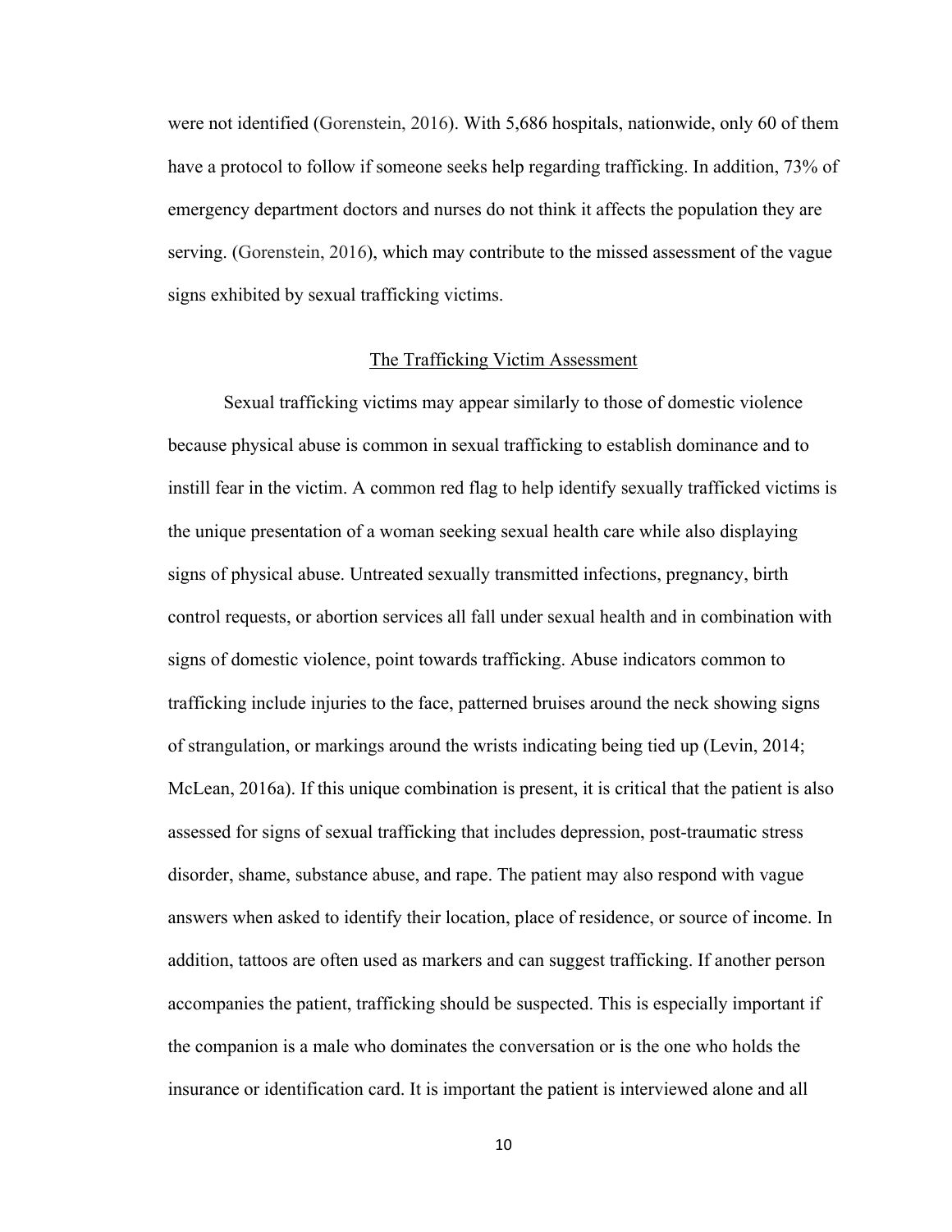were not identified (Gorenstein, 2016). With 5,686 hospitals, nationwide, only 60 of them have a protocol to follow if someone seeks help regarding trafficking. In addition, 73% of emergency department doctors and nurses do not think it affects the population they are serving. (Gorenstein, 2016), which may contribute to the missed assessment of the vague signs exhibited by sexual trafficking victims.

## The Trafficking Victim Assessment

Sexual trafficking victims may appear similarly to those of domestic violence because physical abuse is common in sexual trafficking to establish dominance and to instill fear in the victim. A common red flag to help identify sexually trafficked victims is the unique presentation of a woman seeking sexual health care while also displaying signs of physical abuse. Untreated sexually transmitted infections, pregnancy, birth control requests, or abortion services all fall under sexual health and in combination with signs of domestic violence, point towards trafficking. Abuse indicators common to trafficking include injuries to the face, patterned bruises around the neck showing signs of strangulation, or markings around the wrists indicating being tied up (Levin, 2014; McLean, 2016a). If this unique combination is present, it is critical that the patient is also assessed for signs of sexual trafficking that includes depression, post-traumatic stress disorder, shame, substance abuse, and rape. The patient may also respond with vague answers when asked to identify their location, place of residence, or source of income. In addition, tattoos are often used as markers and can suggest trafficking. If another person accompanies the patient, trafficking should be suspected. This is especially important if the companion is a male who dominates the conversation or is the one who holds the insurance or identification card. It is important the patient is interviewed alone and all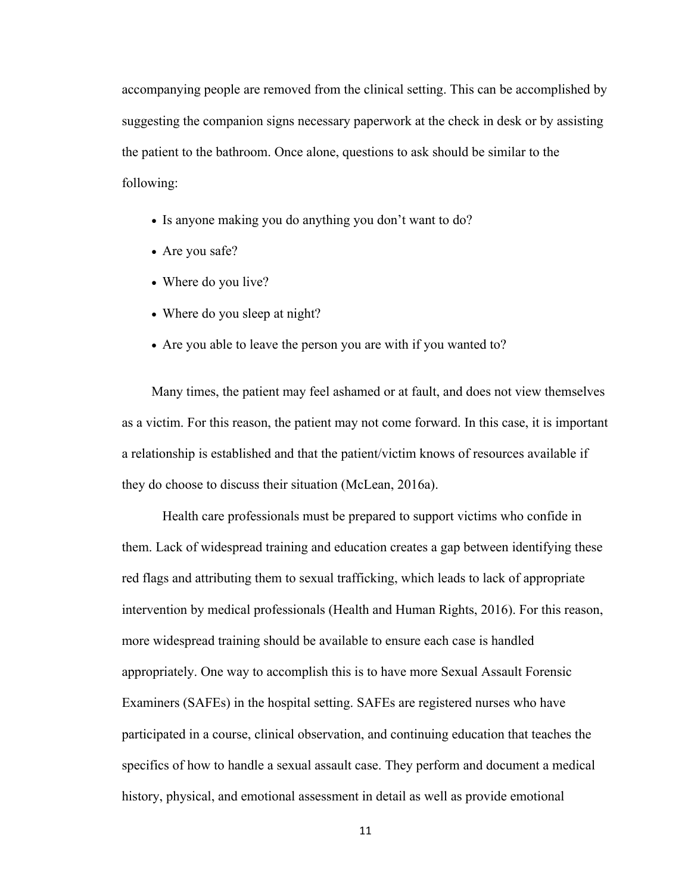accompanying people are removed from the clinical setting. This can be accomplished by suggesting the companion signs necessary paperwork at the check in desk or by assisting the patient to the bathroom. Once alone, questions to ask should be similar to the following:

- Is anyone making you do anything you don't want to do?
- Are you safe?
- Where do you live?
- Where do you sleep at night?
- Are you able to leave the person you are with if you wanted to?

Many times, the patient may feel ashamed or at fault, and does not view themselves as a victim. For this reason, the patient may not come forward. In this case, it is important a relationship is established and that the patient/victim knows of resources available if they do choose to discuss their situation (McLean, 2016a).

Health care professionals must be prepared to support victims who confide in them. Lack of widespread training and education creates a gap between identifying these red flags and attributing them to sexual trafficking, which leads to lack of appropriate intervention by medical professionals (Health and Human Rights, 2016). For this reason, more widespread training should be available to ensure each case is handled appropriately. One way to accomplish this is to have more Sexual Assault Forensic Examiners (SAFEs) in the hospital setting. SAFEs are registered nurses who have participated in a course, clinical observation, and continuing education that teaches the specifics of how to handle a sexual assault case. They perform and document a medical history, physical, and emotional assessment in detail as well as provide emotional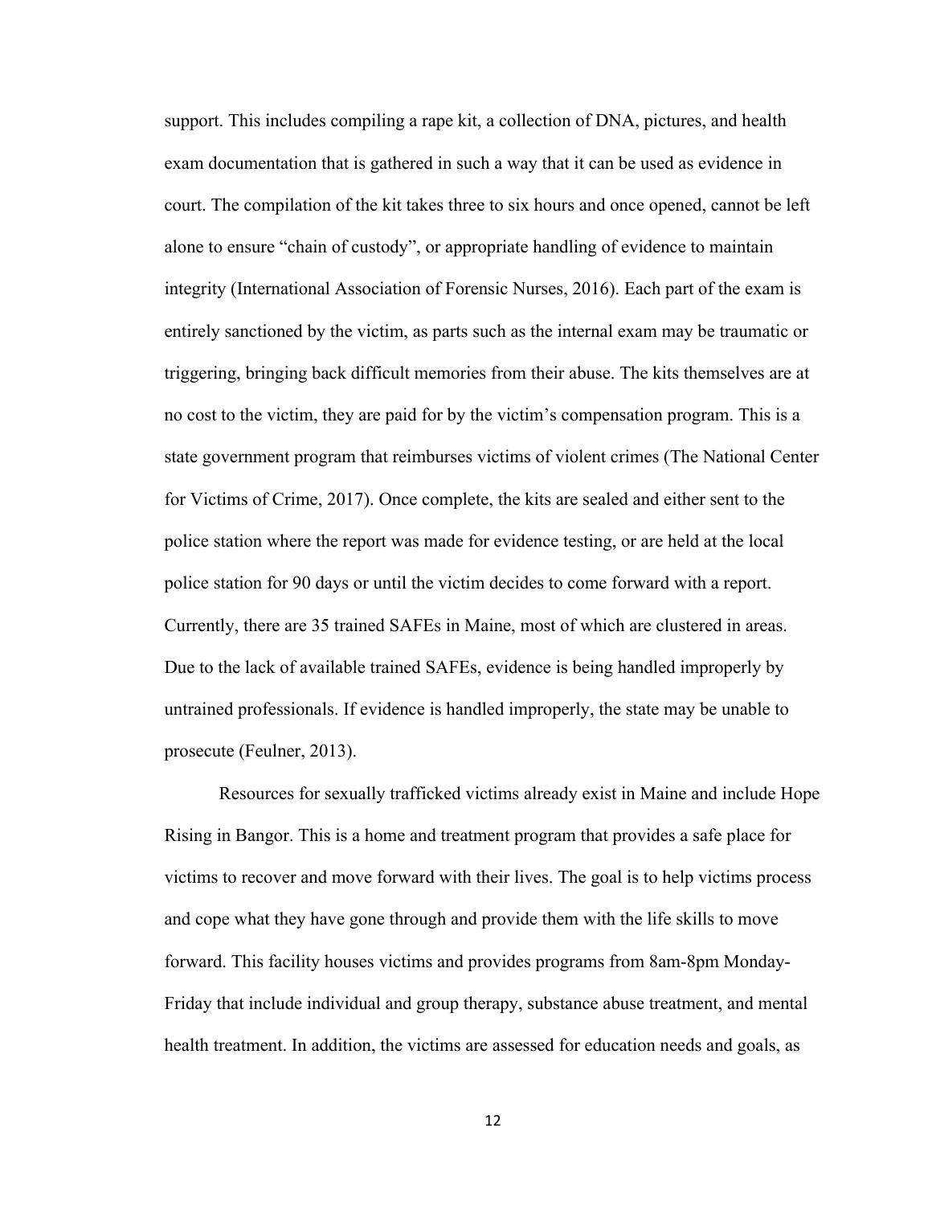support. This includes compiling a rape kit, a collection of DNA, pictures, and health exam documentation that is gathered in such a way that it can be used as evidence in court. The compilation of the kit takes three to six hours and once opened, cannot be left alone to ensure "chain of custody", or appropriate handling of evidence to maintain integrity (International Association of Forensic Nurses, 2016). Each part of the exam is entirely sanctioned by the victim, as parts such as the internal exam may be traumatic or triggering, bringing back difficult memories from their abuse. The kits themselves are at no cost to the victim, they are paid for by the victim's compensation program. This is a state government program that reimburses victims of violent crimes (The National Center for Victims of Crime, 2017). Once complete, the kits are sealed and either sent to the police station where the report was made for evidence testing, or are held at the local police station for 90 days or until the victim decides to come forward with a report. Currently, there are 35 trained SAFEs in Maine, most of which are clustered in areas. Due to the lack of available trained SAFEs, evidence is being handled improperly by untrained professionals. If evidence is handled improperly, the state may be unable to prosecute (Feulner, 2013).

Resources for sexually trafficked victims already exist in Maine and include Hope Rising in Bangor. This is a home and treatment program that provides a safe place for victims to recover and move forward with their lives. The goal is to help victims process and cope what they have gone through and provide them with the life skills to move forward. This facility houses victims and provides programs from 8am-8pm Monday-Friday that include individual and group therapy, substance abuse treatment, and mental health treatment. In addition, the victims are assessed for education needs and goals, as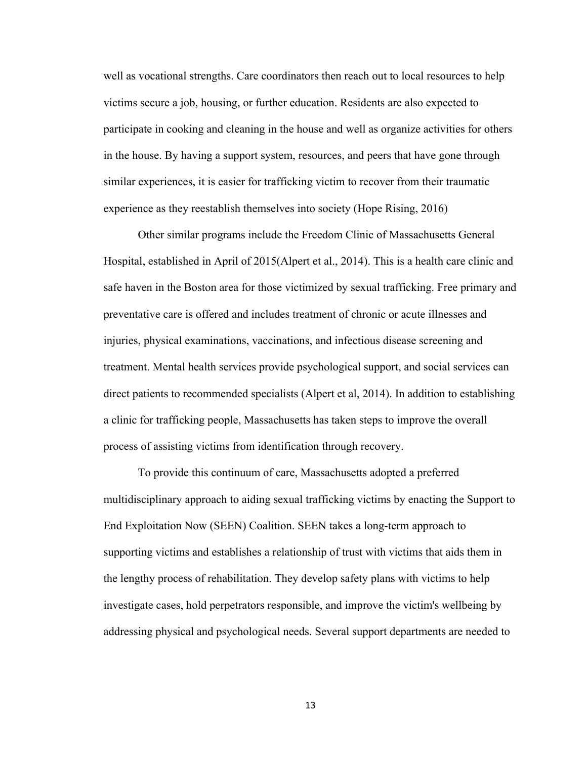well as vocational strengths. Care coordinators then reach out to local resources to help victims secure a job, housing, or further education. Residents are also expected to participate in cooking and cleaning in the house and well as organize activities for others in the house. By having a support system, resources, and peers that have gone through similar experiences, it is easier for trafficking victim to recover from their traumatic experience as they reestablish themselves into society (Hope Rising, 2016)

Other similar programs include the Freedom Clinic of Massachusetts General Hospital, established in April of 2015(Alpert et al., 2014). This is a health care clinic and safe haven in the Boston area for those victimized by sexual trafficking. Free primary and preventative care is offered and includes treatment of chronic or acute illnesses and injuries, physical examinations, vaccinations, and infectious disease screening and treatment. Mental health services provide psychological support, and social services can direct patients to recommended specialists (Alpert et al, 2014). In addition to establishing a clinic for trafficking people, Massachusetts has taken steps to improve the overall process of assisting victims from identification through recovery.

To provide this continuum of care, Massachusetts adopted a preferred multidisciplinary approach to aiding sexual trafficking victims by enacting the Support to End Exploitation Now (SEEN) Coalition. SEEN takes a long-term approach to supporting victims and establishes a relationship of trust with victims that aids them in the lengthy process of rehabilitation. They develop safety plans with victims to help investigate cases, hold perpetrators responsible, and improve the victim's wellbeing by addressing physical and psychological needs. Several support departments are needed to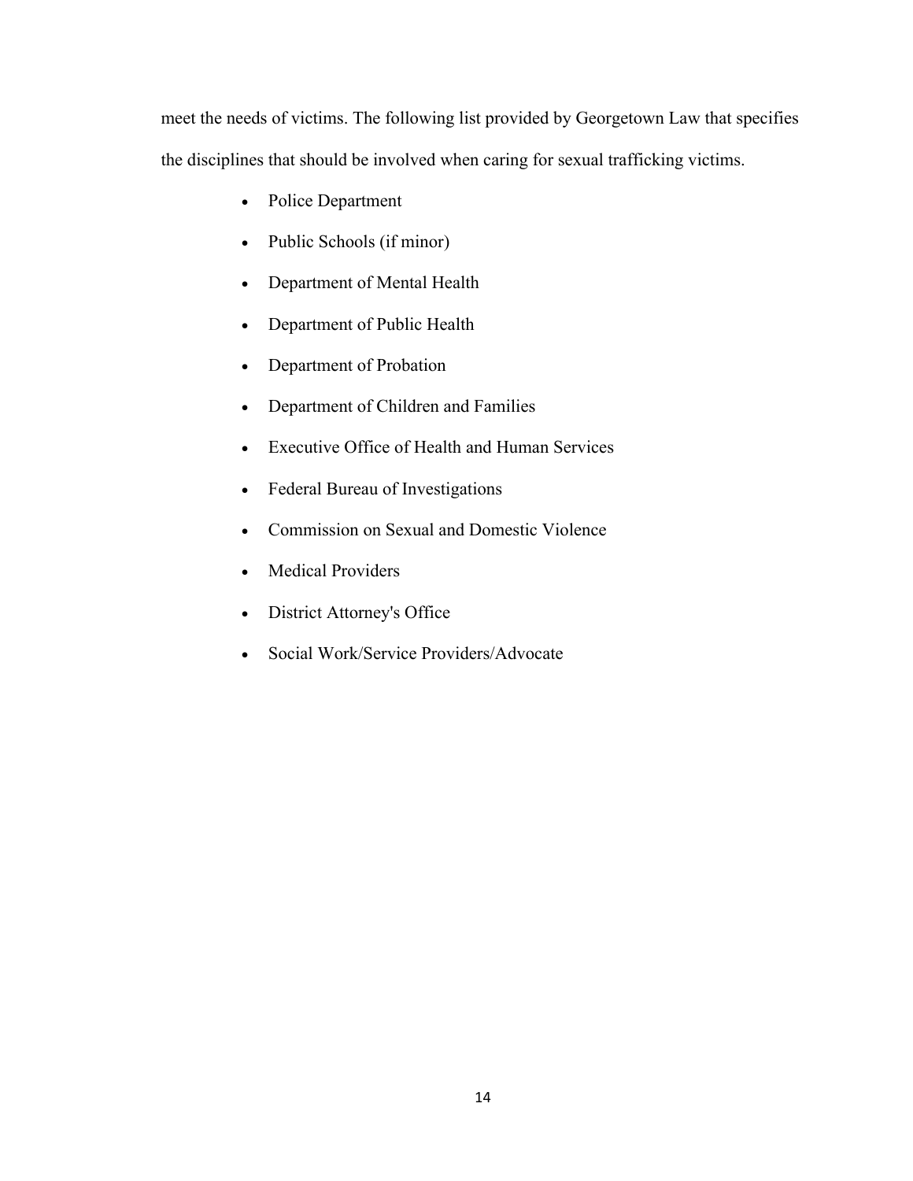meet the needs of victims. The following list provided by Georgetown Law that specifies the disciplines that should be involved when caring for sexual trafficking victims.

- Police Department
- Public Schools (if minor)
- Department of Mental Health
- Department of Public Health
- Department of Probation
- Department of Children and Families
- Executive Office of Health and Human Services
- Federal Bureau of Investigations
- Commission on Sexual and Domestic Violence
- Medical Providers
- District Attorney's Office
- Social Work/Service Providers/Advocate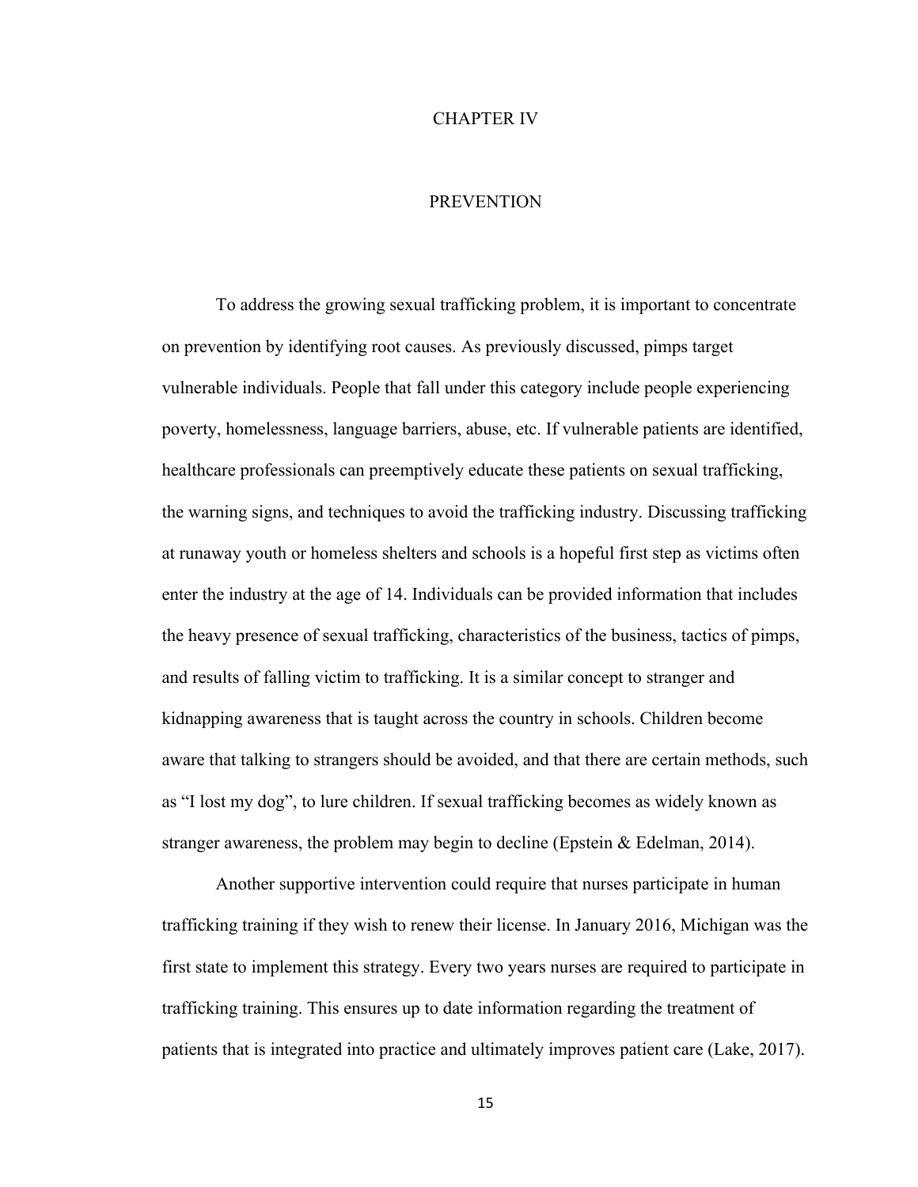# CHAPTER IV

# PREVENTION

To address the growing sexual trafficking problem, it is important to concentrate on prevention by identifying root causes. As previously discussed, pimps target vulnerable individuals. People that fall under this category include people experiencing poverty, homelessness, language barriers, abuse, etc. If vulnerable patients are identified, healthcare professionals can preemptively educate these patients on sexual trafficking, the warning signs, and techniques to avoid the trafficking industry. Discussing trafficking at runaway youth or homeless shelters and schools is a hopeful first step as victims often enter the industry at the age of 14. Individuals can be provided information that includes the heavy presence of sexual trafficking, characteristics of the business, tactics of pimps, and results of falling victim to trafficking. It is a similar concept to stranger and kidnapping awareness that is taught across the country in schools. Children become aware that talking to strangers should be avoided, and that there are certain methods, such as "I lost my dog", to lure children. If sexual trafficking becomes as widely known as stranger awareness, the problem may begin to decline (Epstein & Edelman, 2014).

Another supportive intervention could require that nurses participate in human trafficking training if they wish to renew their license. In January 2016, Michigan was the first state to implement this strategy. Every two years nurses are required to participate in trafficking training. This ensures up to date information regarding the treatment of patients that is integrated into practice and ultimately improves patient care (Lake, 2017).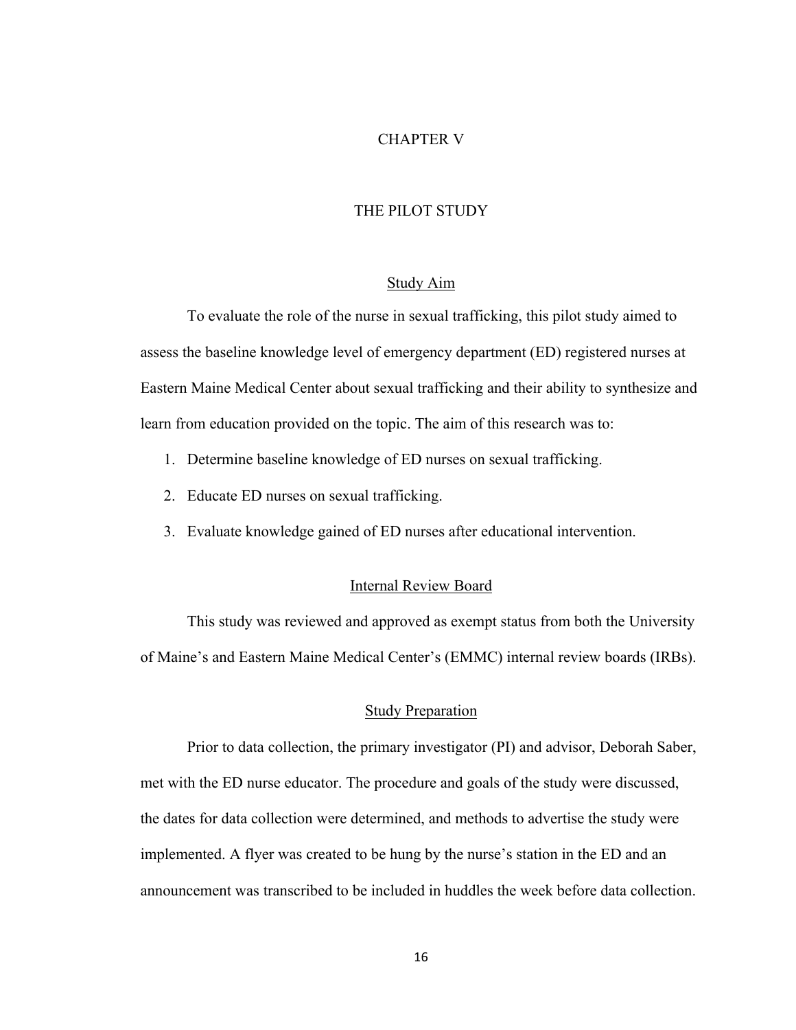# CHAPTER V

# THE PILOT STUDY

## Study Aim

To evaluate the role of the nurse in sexual trafficking, this pilot study aimed to assess the baseline knowledge level of emergency department (ED) registered nurses at Eastern Maine Medical Center about sexual trafficking and their ability to synthesize and learn from education provided on the topic. The aim of this research was to:

1. Determine baseline knowledge of ED nurses on sexual trafficking.
2. Educate ED nurses on sexual trafficking.
3. Evaluate knowledge gained of ED nurses after educational intervention.

## Internal Review Board

This study was reviewed and approved as exempt status from both the University of Maine's and Eastern Maine Medical Center's (EMMC) internal review boards (IRBs).

## Study Preparation

Prior to data collection, the primary investigator (PI) and advisor, Deborah Saber, met with the ED nurse educator. The procedure and goals of the study were discussed, the dates for data collection were determined, and methods to advertise the study were implemented. A flyer was created to be hung by the nurse's station in the ED and an announcement was transcribed to be included in huddles the week before data collection.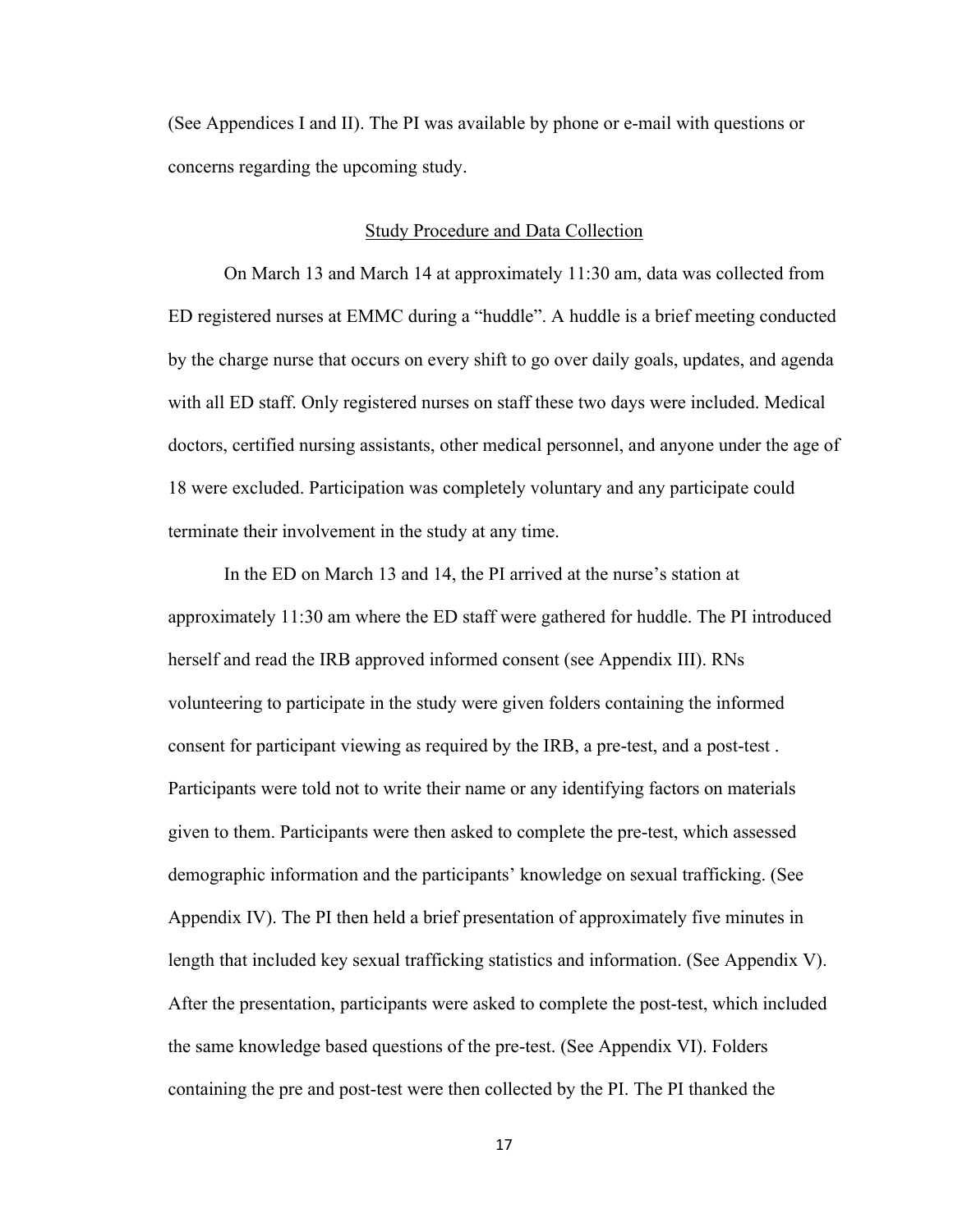(See Appendices I and II). The PI was available by phone or e-mail with questions or concerns regarding the upcoming study.

## Study Procedure and Data Collection

On March 13 and March 14 at approximately 11:30 am, data was collected from ED registered nurses at EMMC during a "huddle". A huddle is a brief meeting conducted by the charge nurse that occurs on every shift to go over daily goals, updates, and agenda with all ED staff. Only registered nurses on staff these two days were included. Medical doctors, certified nursing assistants, other medical personnel, and anyone under the age of 18 were excluded. Participation was completely voluntary and any participate could terminate their involvement in the study at any time.

In the ED on March 13 and 14, the PI arrived at the nurse's station at approximately 11:30 am where the ED staff were gathered for huddle. The PI introduced herself and read the IRB approved informed consent (see Appendix III). RNs volunteering to participate in the study were given folders containing the informed consent for participant viewing as required by the IRB, a pre-test, and a post-test . Participants were told not to write their name or any identifying factors on materials given to them. Participants were then asked to complete the pre-test, which assessed demographic information and the participants' knowledge on sexual trafficking. (See Appendix IV). The PI then held a brief presentation of approximately five minutes in length that included key sexual trafficking statistics and information. (See Appendix V). After the presentation, participants were asked to complete the post-test, which included the same knowledge based questions of the pre-test. (See Appendix VI). Folders containing the pre and post-test were then collected by the PI. The PI thanked the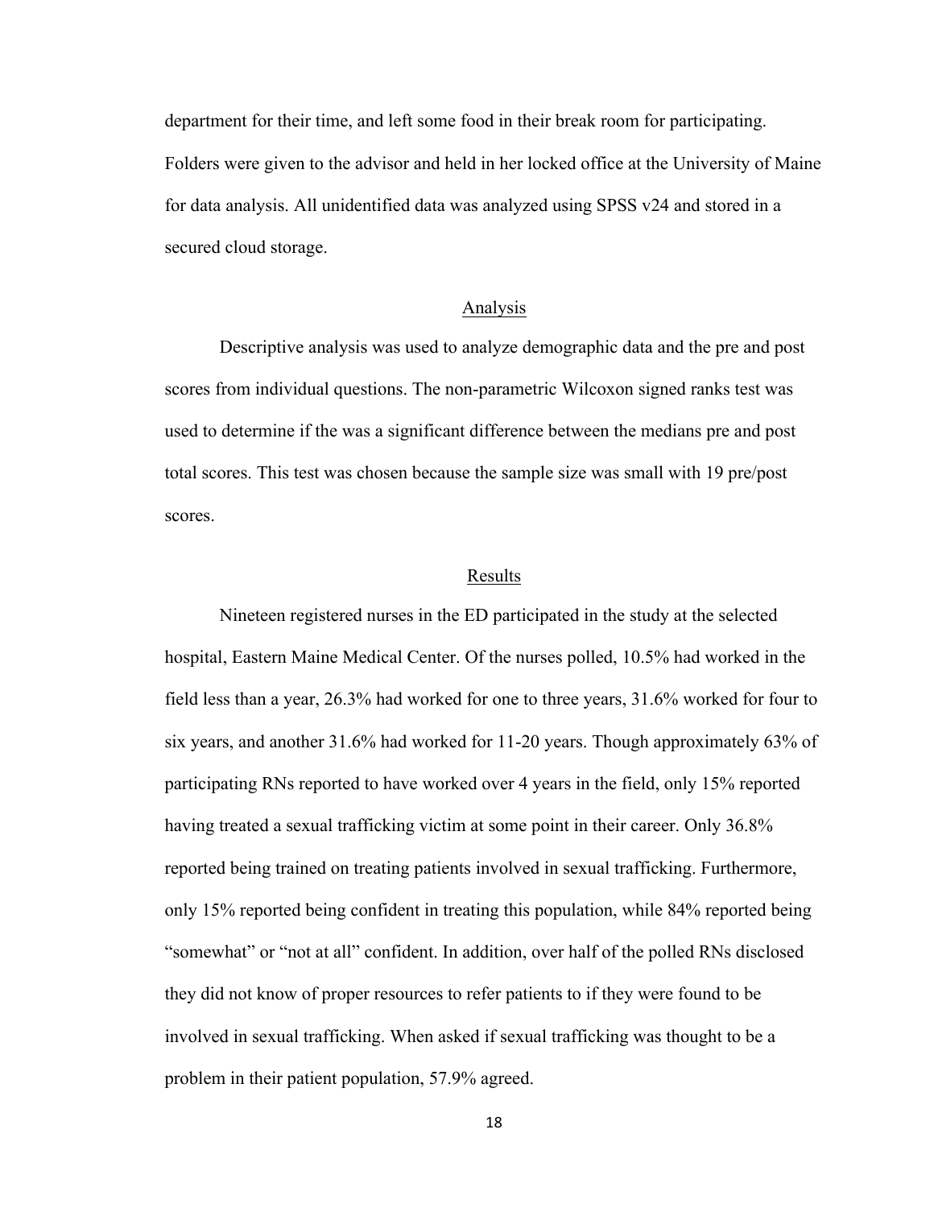department for their time, and left some food in their break room for participating. Folders were given to the advisor and held in her locked office at the University of Maine for data analysis. All unidentified data was analyzed using SPSS v24 and stored in a secured cloud storage.

## Analysis

Descriptive analysis was used to analyze demographic data and the pre and post scores from individual questions. The non-parametric Wilcoxon signed ranks test was used to determine if the was a significant difference between the medians pre and post total scores. This test was chosen because the sample size was small with 19 pre/post scores.

## Results

Nineteen registered nurses in the ED participated in the study at the selected hospital, Eastern Maine Medical Center. Of the nurses polled, 10.5% had worked in the field less than a year, 26.3% had worked for one to three years, 31.6% worked for four to six years, and another 31.6% had worked for 11-20 years. Though approximately 63% of participating RNs reported to have worked over 4 years in the field, only 15% reported having treated a sexual trafficking victim at some point in their career. Only 36.8% reported being trained on treating patients involved in sexual trafficking. Furthermore, only 15% reported being confident in treating this population, while 84% reported being "somewhat" or "not at all" confident. In addition, over half of the polled RNs disclosed they did not know of proper resources to refer patients to if they were found to be involved in sexual trafficking. When asked if sexual trafficking was thought to be a problem in their patient population, 57.9% agreed.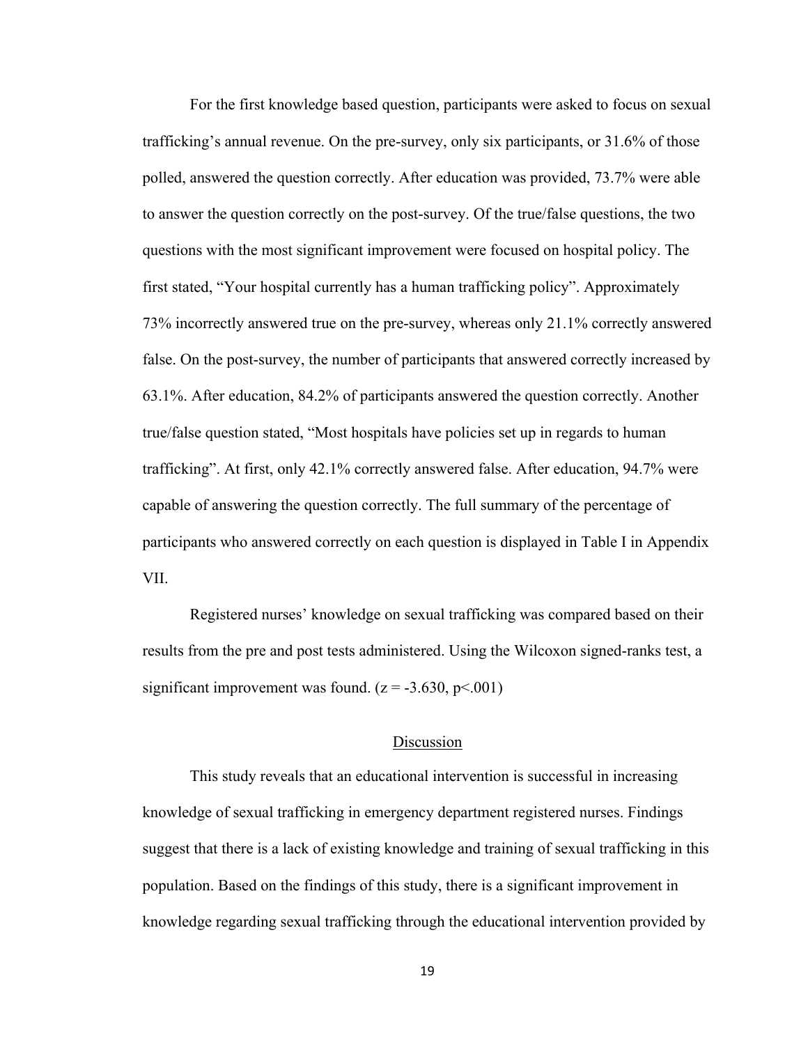For the first knowledge based question, participants were asked to focus on sexual trafficking's annual revenue. On the pre-survey, only six participants, or 31.6% of those polled, answered the question correctly. After education was provided, 73.7% were able to answer the question correctly on the post-survey. Of the true/false questions, the two questions with the most significant improvement were focused on hospital policy. The first stated, "Your hospital currently has a human trafficking policy". Approximately 73% incorrectly answered true on the pre-survey, whereas only 21.1% correctly answered false. On the post-survey, the number of participants that answered correctly increased by 63.1%. After education, 84.2% of participants answered the question correctly. Another true/false question stated, "Most hospitals have policies set up in regards to human trafficking". At first, only 42.1% correctly answered false. After education, 94.7% were capable of answering the question correctly. The full summary of the percentage of participants who answered correctly on each question is displayed in Table I in Appendix VII.

Registered nurses' knowledge on sexual trafficking was compared based on their results from the pre and post tests administered. Using the Wilcoxon signed-ranks test, a significant improvement was found. ($z = -3.630$, $p<.001$)

## Discussion

This study reveals that an educational intervention is successful in increasing knowledge of sexual trafficking in emergency department registered nurses. Findings suggest that there is a lack of existing knowledge and training of sexual trafficking in this population. Based on the findings of this study, there is a significant improvement in knowledge regarding sexual trafficking through the educational intervention provided by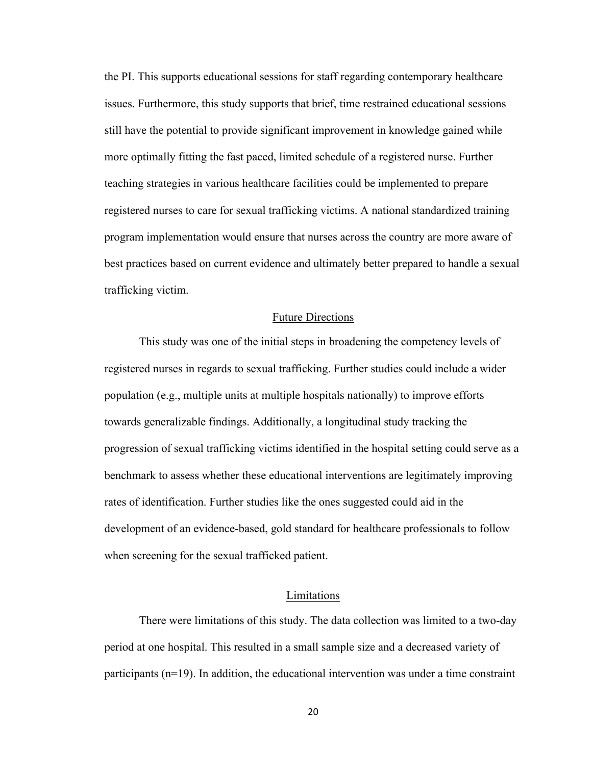the PI. This supports educational sessions for staff regarding contemporary healthcare issues. Furthermore, this study supports that brief, time restrained educational sessions still have the potential to provide significant improvement in knowledge gained while more optimally fitting the fast paced, limited schedule of a registered nurse. Further teaching strategies in various healthcare facilities could be implemented to prepare registered nurses to care for sexual trafficking victims. A national standardized training program implementation would ensure that nurses across the country are more aware of best practices based on current evidence and ultimately better prepared to handle a sexual trafficking victim.

## Future Directions

This study was one of the initial steps in broadening the competency levels of registered nurses in regards to sexual trafficking. Further studies could include a wider population (e.g., multiple units at multiple hospitals nationally) to improve efforts towards generalizable findings. Additionally, a longitudinal study tracking the progression of sexual trafficking victims identified in the hospital setting could serve as a benchmark to assess whether these educational interventions are legitimately improving rates of identification. Further studies like the ones suggested could aid in the development of an evidence-based, gold standard for healthcare professionals to follow when screening for the sexual trafficked patient.

## Limitations

There were limitations of this study. The data collection was limited to a two-day period at one hospital. This resulted in a small sample size and a decreased variety of participants (n=19). In addition, the educational intervention was under a time constraint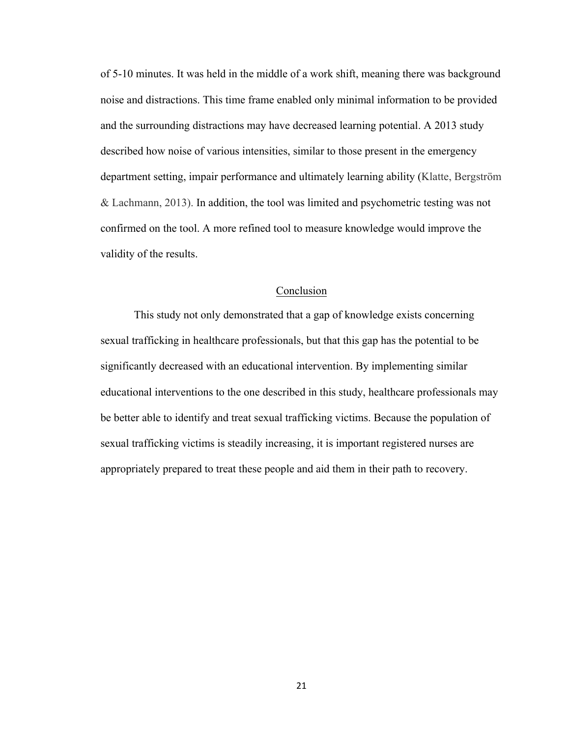of 5-10 minutes. It was held in the middle of a work shift, meaning there was background noise and distractions. This time frame enabled only minimal information to be provided and the surrounding distractions may have decreased learning potential. A 2013 study described how noise of various intensities, similar to those present in the emergency department setting, impair performance and ultimately learning ability (Klatte, Bergström & Lachmann, 2013). In addition, the tool was limited and psychometric testing was not confirmed on the tool. A more refined tool to measure knowledge would improve the validity of the results.

## Conclusion

This study not only demonstrated that a gap of knowledge exists concerning sexual trafficking in healthcare professionals, but that this gap has the potential to be significantly decreased with an educational intervention. By implementing similar educational interventions to the one described in this study, healthcare professionals may be better able to identify and treat sexual trafficking victims. Because the population of sexual trafficking victims is steadily increasing, it is important registered nurses are appropriately prepared to treat these people and aid them in their path to recovery.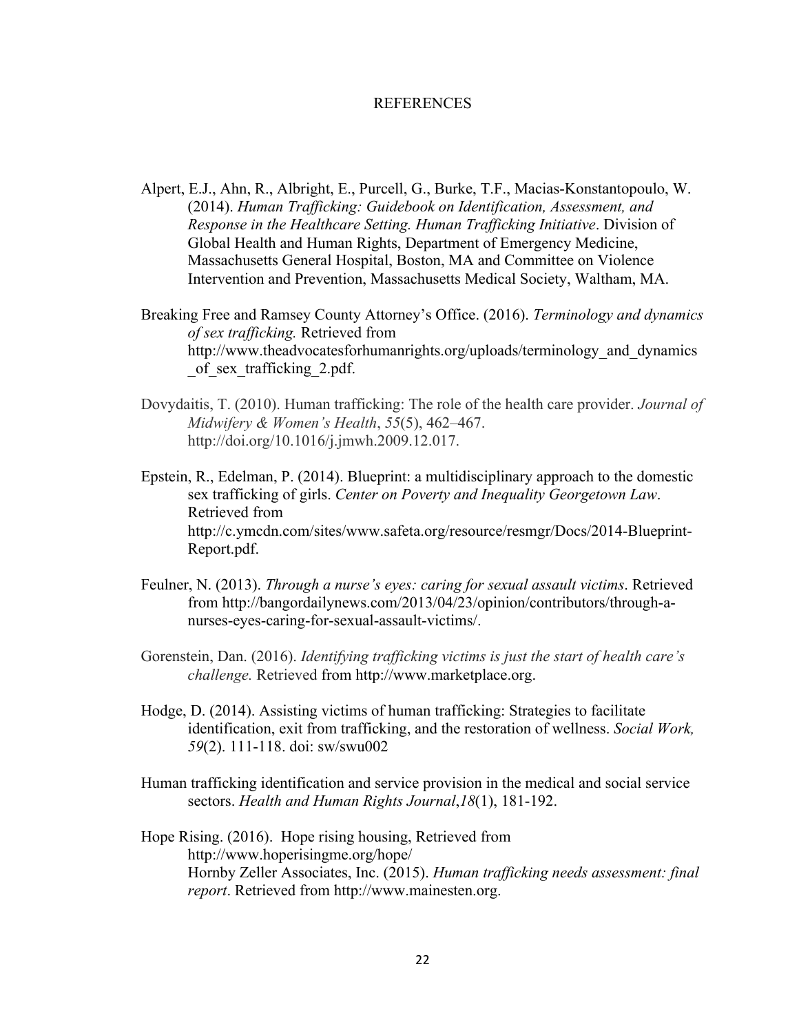# REFERENCES

Alpert, E.J., Ahn, R., Albright, E., Purcell, G., Burke, T.F., Macias-Konstantopoulo, W. (2014). *Human Trafficking: Guidebook on Identification, Assessment, and Response in the Healthcare Setting. Human Trafficking Initiative*. Division of Global Health and Human Rights, Department of Emergency Medicine, Massachusetts General Hospital, Boston, MA and Committee on Violence Intervention and Prevention, Massachusetts Medical Society, Waltham, MA.

Breaking Free and Ramsey County Attorney's Office. (2016). *Terminology and dynamics of sex trafficking.* Retrieved from http://www.theadvocatesforhumanrights.org/uploads/terminology_and_dynamics_of_sex_trafficking_2.pdf.

Dovydaitis, T. (2010). Human trafficking: The role of the health care provider. *Journal of Midwifery & Women's Health*, *55*(5), 462–467. http://doi.org/10.1016/j.jmwh.2009.12.017.

Epstein, R., Edelman, P. (2014). Blueprint: a multidisciplinary approach to the domestic sex trafficking of girls. *Center on Poverty and Inequality Georgetown Law*. Retrieved from http://c.ymcdn.com/sites/www.safeta.org/resource/resmgr/Docs/2014-Blueprint-Report.pdf.

Feulner, N. (2013). *Through a nurse's eyes: caring for sexual assault victims*. Retrieved from http://bangordailynews.com/2013/04/23/opinion/contributors/through-a-nurses-eyes-caring-for-sexual-assault-victims/.

Gorenstein, Dan. (2016). *Identifying trafficking victims is just the start of health care's challenge.* Retrieved from http://www.marketplace.org.

Hodge, D. (2014). Assisting victims of human trafficking: Strategies to facilitate identification, exit from trafficking, and the restoration of wellness. *Social Work, 59*(2). 111-118. doi: sw/swu002

Human trafficking identification and service provision in the medical and social service sectors. *Health and Human Rights Journal*,*18*(1), 181-192.

Hope Rising. (2016). Hope rising housing, Retrieved from http://www.hoperisingme.org/hope/
Hornby Zeller Associates, Inc. (2015). *Human trafficking needs assessment: final report*. Retrieved from http://www.mainesten.org.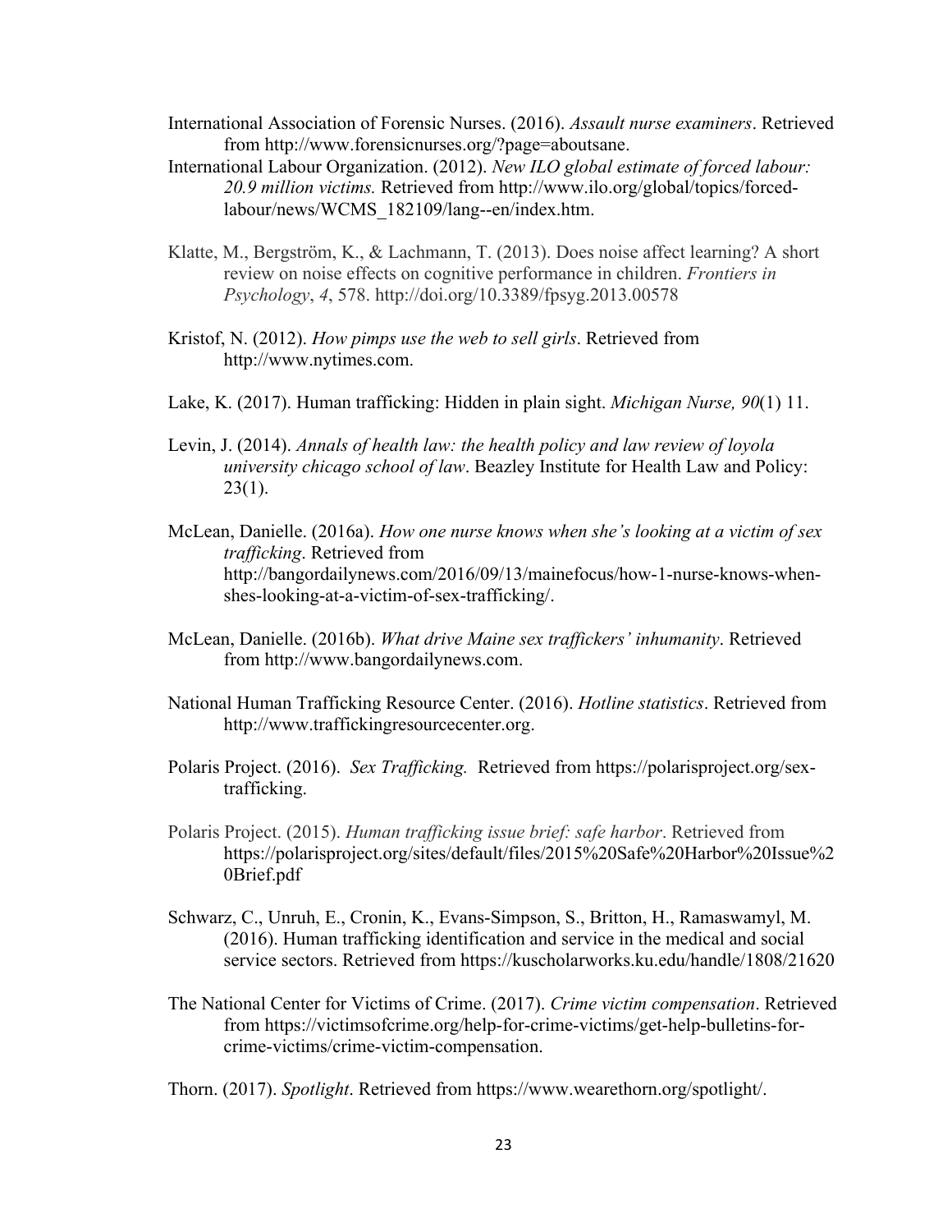International Association of Forensic Nurses. (2016). *Assault nurse examiners*. Retrieved from http://www.forensicnurses.org/?page=aboutsane.

International Labour Organization. (2012). *New ILO global estimate of forced labour: 20.9 million victims.* Retrieved from http://www.ilo.org/global/topics/forced-labour/news/WCMS_182109/lang--en/index.htm.

Klatte, M., Bergström, K., & Lachmann, T. (2013). Does noise affect learning? A short review on noise effects on cognitive performance in children. *Frontiers in Psychology*, *4*, 578. http://doi.org/10.3389/fpsyg.2013.00578

Kristof, N. (2012). *How pimps use the web to sell girls*. Retrieved from http://www.nytimes.com.

Lake, K. (2017). Human trafficking: Hidden in plain sight. *Michigan Nurse, 90*(1) 11.

Levin, J. (2014). *Annals of health law: the health policy and law review of loyola university chicago school of law*. Beazley Institute for Health Law and Policy: 23(1).

McLean, Danielle. (2016a). *How one nurse knows when she's looking at a victim of sex trafficking*. Retrieved from http://bangordailynews.com/2016/09/13/mainefocus/how-1-nurse-knows-when-shes-looking-at-a-victim-of-sex-trafficking/.

McLean, Danielle. (2016b). *What drive Maine sex traffickers' inhumanity*. Retrieved from http://www.bangordailynews.com.

National Human Trafficking Resource Center. (2016). *Hotline statistics*. Retrieved from http://www.traffickingresourcecenter.org.

Polaris Project. (2016). *Sex Trafficking.* Retrieved from https://polarisproject.org/sex-trafficking.

Polaris Project. (2015). *Human trafficking issue brief: safe harbor*. Retrieved from https://polarisproject.org/sites/default/files/2015%20Safe%20Harbor%20Issue%20Brief.pdf

Schwarz, C., Unruh, E., Cronin, K., Evans-Simpson, S., Britton, H., Ramaswamyl, M. (2016). Human trafficking identification and service in the medical and social service sectors. Retrieved from https://kuscholarworks.ku.edu/handle/1808/21620

The National Center for Victims of Crime. (2017). *Crime victim compensation*. Retrieved from https://victimsofcrime.org/help-for-crime-victims/get-help-bulletins-for-crime-victims/crime-victim-compensation.

Thorn. (2017). *Spotlight*. Retrieved from https://www.wearethorn.org/spotlight/.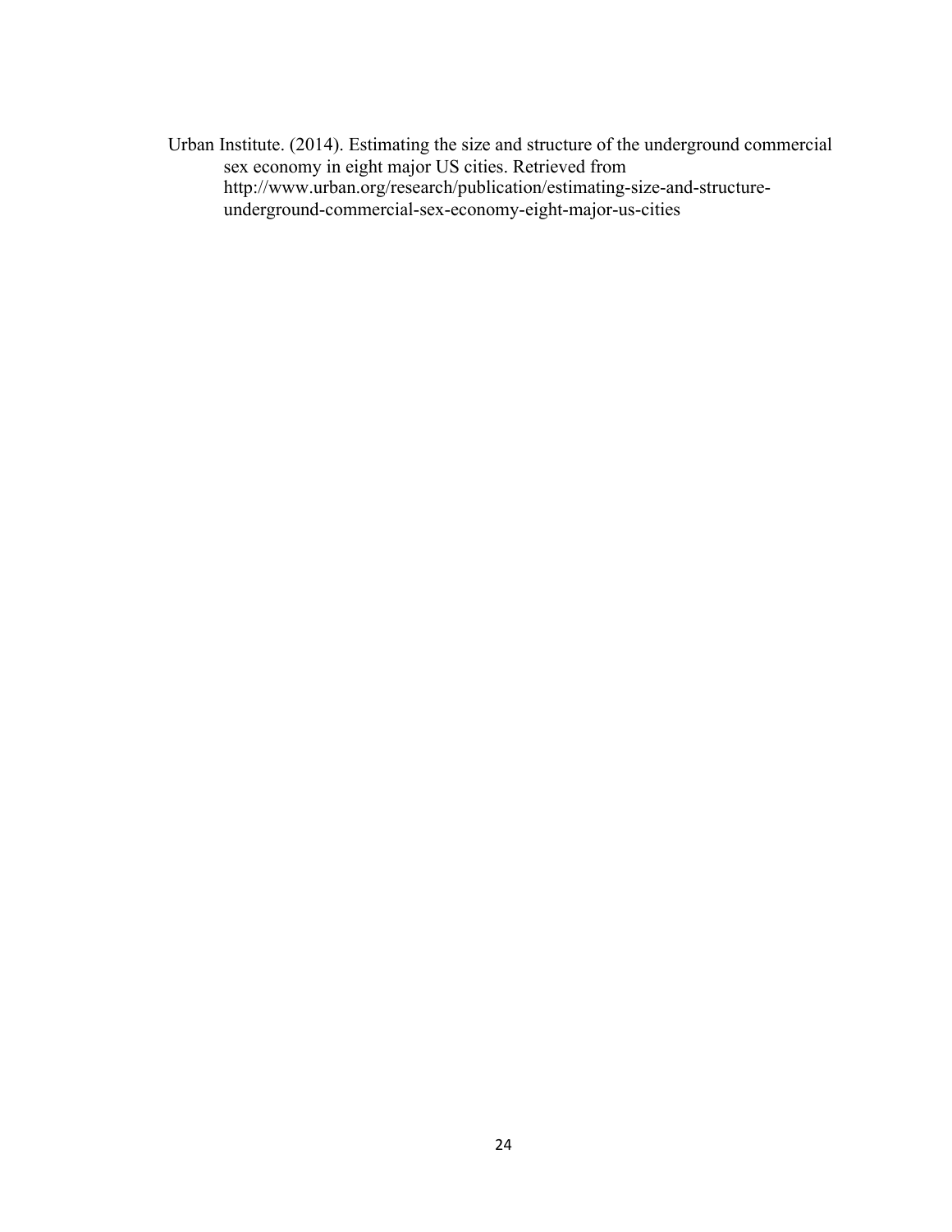Urban Institute. (2014). Estimating the size and structure of the underground commercial sex economy in eight major US cities. Retrieved from http://www.urban.org/research/publication/estimating-size-and-structure-underground-commercial-sex-economy-eight-major-us-cities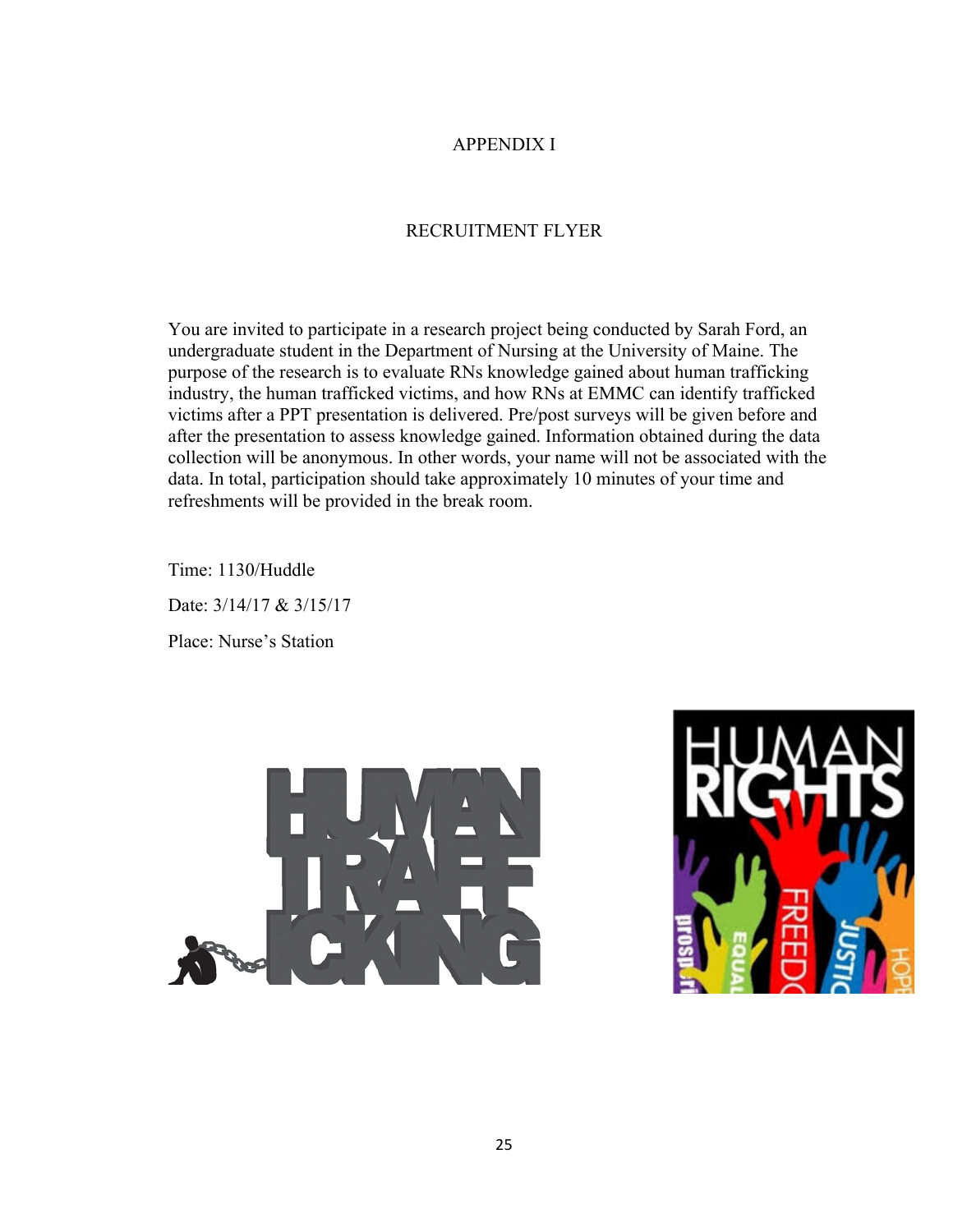# APPENDIX I

## RECRUITMENT FLYER

You are invited to participate in a research project being conducted by Sarah Ford, an undergraduate student in the Department of Nursing at the University of Maine. The purpose of the research is to evaluate RNs knowledge gained about human trafficking industry, the human trafficked victims, and how RNs at EMMC can identify trafficked victims after a PPT presentation is delivered. Pre/post surveys will be given before and after the presentation to assess knowledge gained. Information obtained during the data collection will be anonymous. In other words, your name will not be associated with the data. In total, participation should take approximately 10 minutes of your time and refreshments will be provided in the break room.

Time: 1130/Huddle

Date: 3/14/17 & 3/15/17

Place: Nurse's Station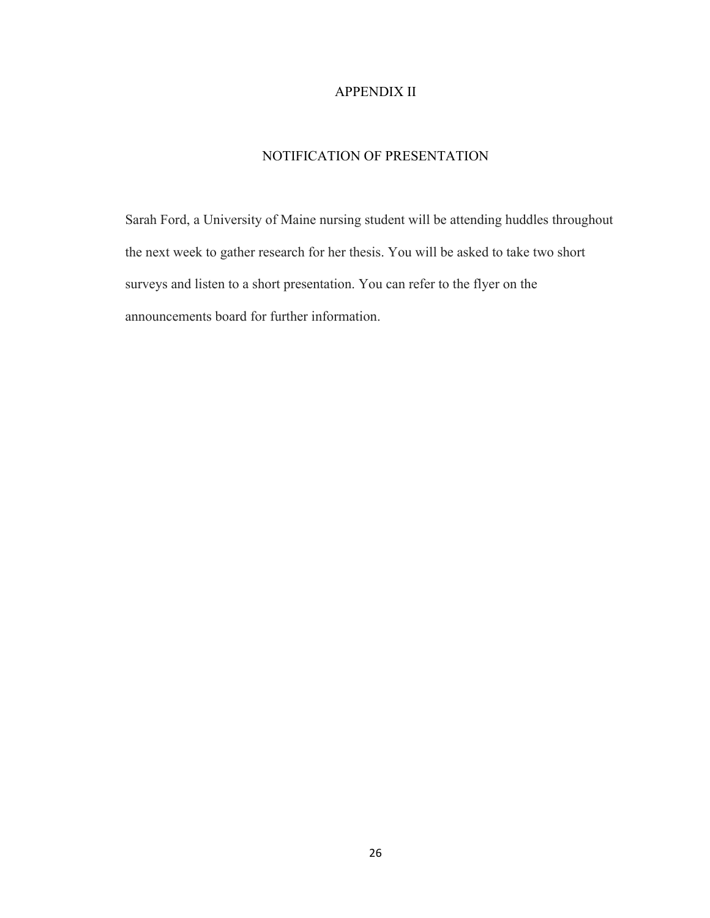# APPENDIX II

## NOTIFICATION OF PRESENTATION

Sarah Ford, a University of Maine nursing student will be attending huddles throughout the next week to gather research for her thesis. You will be asked to take two short surveys and listen to a short presentation. You can refer to the flyer on the announcements board for further information.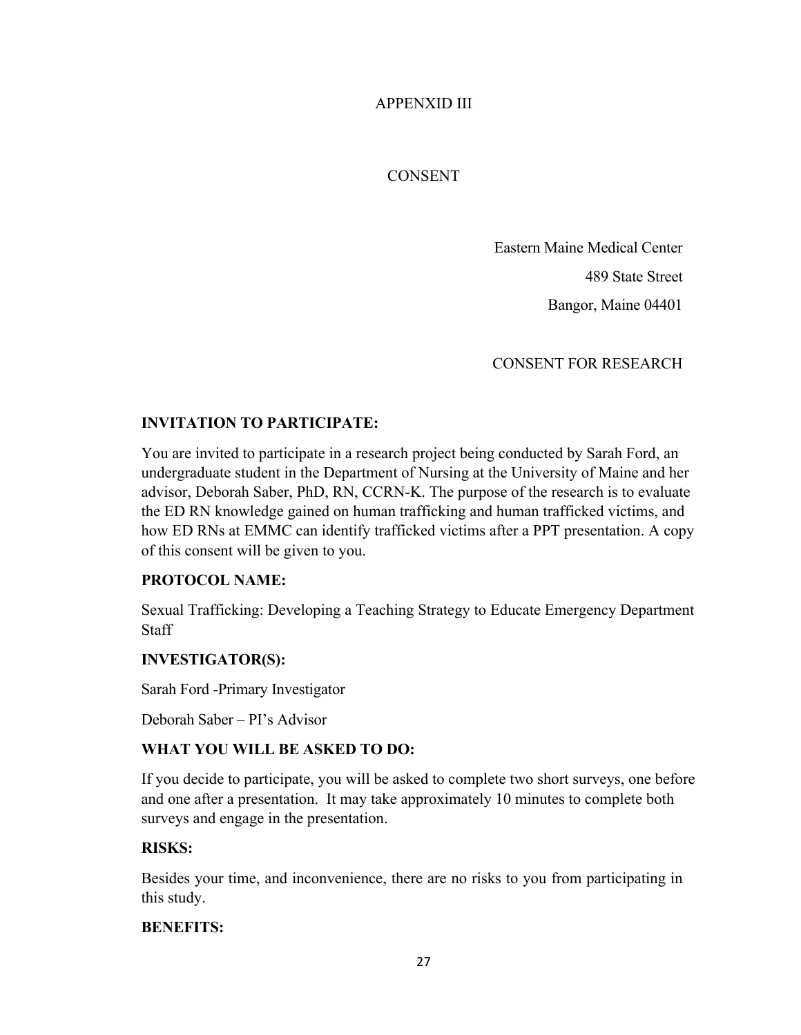APPENXID III

CONSENT

Eastern Maine Medical Center
489 State Street
Bangor, Maine 04401

CONSENT FOR RESEARCH

**INVITATION TO PARTICIPATE:**

You are invited to participate in a research project being conducted by Sarah Ford, an undergraduate student in the Department of Nursing at the University of Maine and her advisor, Deborah Saber, PhD, RN, CCRN-K. The purpose of the research is to evaluate the ED RN knowledge gained on human trafficking and human trafficked victims, and how ED RNs at EMMC can identify trafficked victims after a PPT presentation. A copy of this consent will be given to you.

**PROTOCOL NAME:**

Sexual Trafficking: Developing a Teaching Strategy to Educate Emergency Department Staff

**INVESTIGATOR(S):**

Sarah Ford -Primary Investigator

Deborah Saber – PI's Advisor

**WHAT YOU WILL BE ASKED TO DO:**

If you decide to participate, you will be asked to complete two short surveys, one before and one after a presentation. It may take approximately 10 minutes to complete both surveys and engage in the presentation.

**RISKS:**

Besides your time, and inconvenience, there are no risks to you from participating in this study.

**BENEFITS:**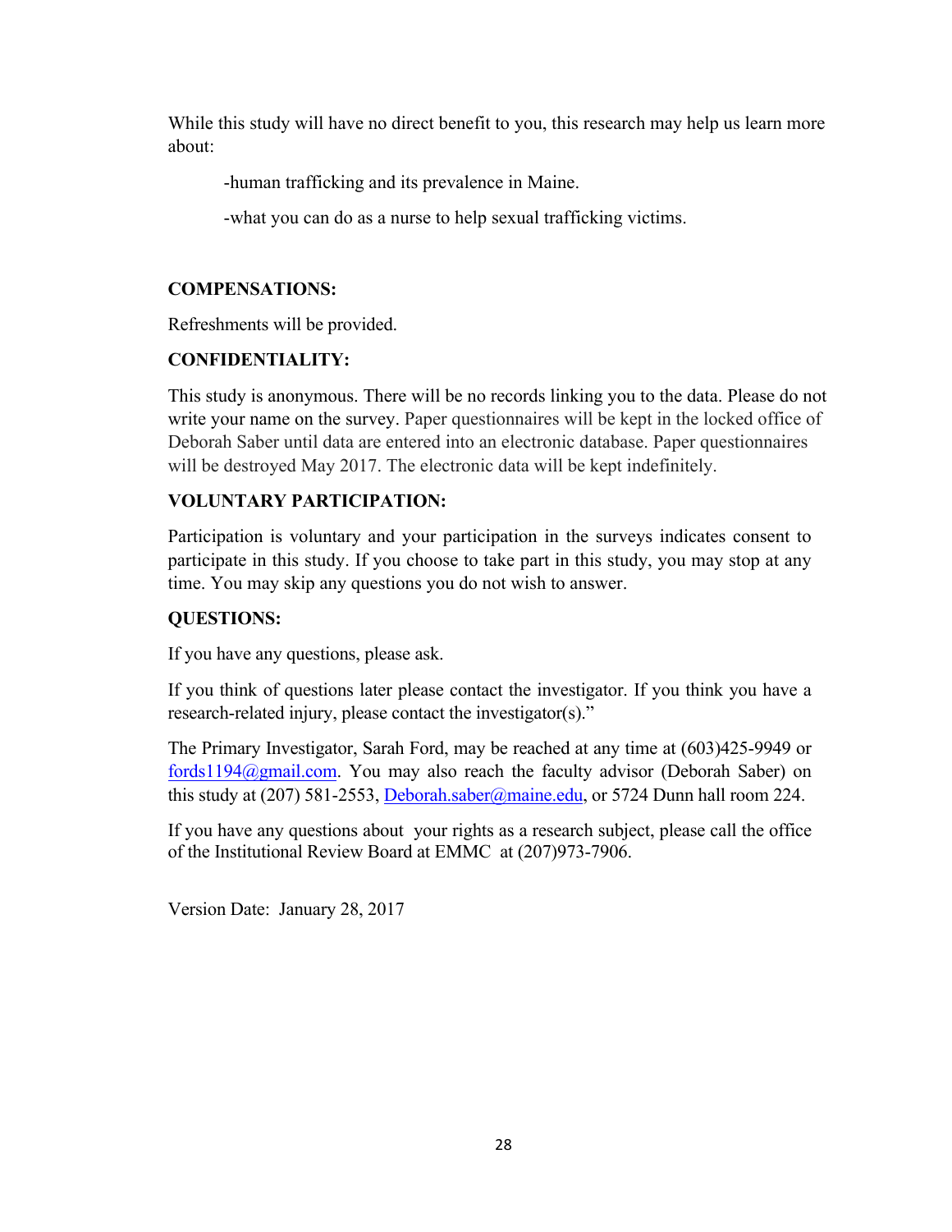While this study will have no direct benefit to you, this research may help us learn more about:

-human trafficking and its prevalence in Maine.

-what you can do as a nurse to help sexual trafficking victims.

**COMPENSATIONS:**

Refreshments will be provided.

**CONFIDENTIALITY:**

This study is anonymous. There will be no records linking you to the data. Please do not write your name on the survey. Paper questionnaires will be kept in the locked office of Deborah Saber until data are entered into an electronic database. Paper questionnaires will be destroyed May 2017. The electronic data will be kept indefinitely.

**VOLUNTARY PARTICIPATION:**

Participation is voluntary and your participation in the surveys indicates consent to participate in this study. If you choose to take part in this study, you may stop at any time. You may skip any questions you do not wish to answer.

**QUESTIONS:**

If you have any questions, please ask.

If you think of questions later please contact the investigator. If you think you have a research-related injury, please contact the investigator(s)."

The Primary Investigator, Sarah Ford, may be reached at any time at (603)425-9949 or fords1194@gmail.com. You may also reach the faculty advisor (Deborah Saber) on this study at (207) 581-2553, Deborah.saber@maine.edu, or 5724 Dunn hall room 224.

If you have any questions about your rights as a research subject, please call the office of the Institutional Review Board at EMMC at (207)973-7906.

Version Date: January 28, 2017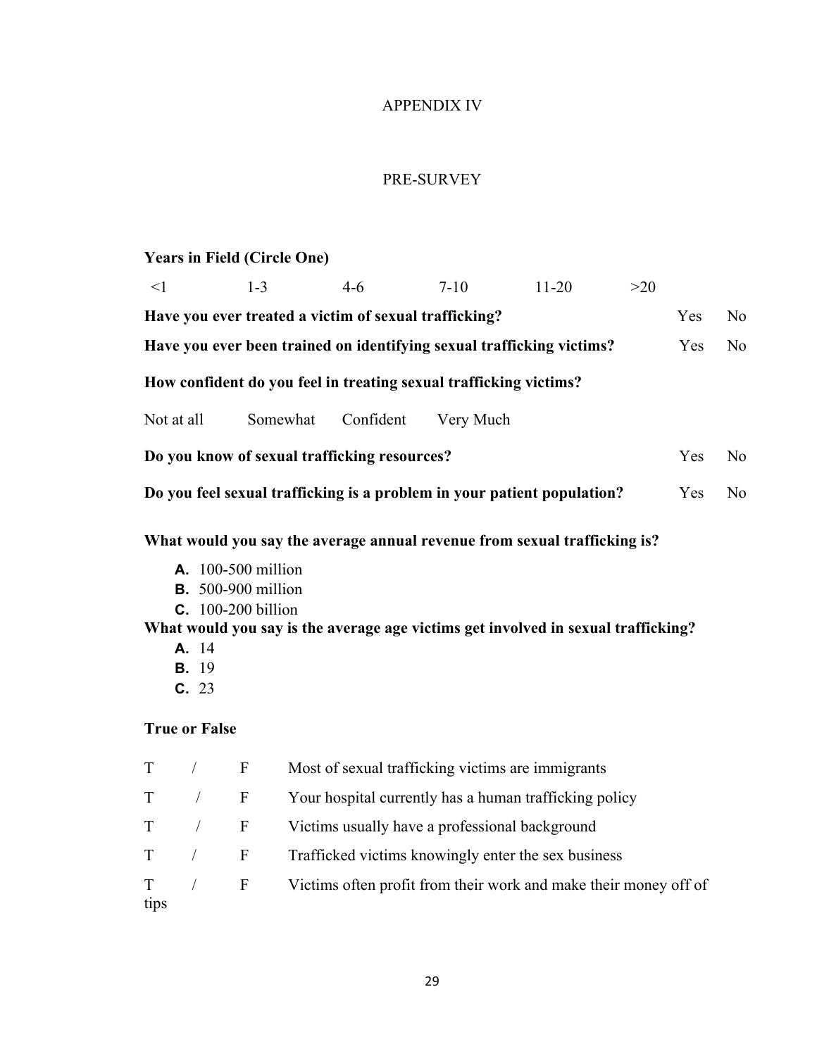# APPENDIX IV

## PRE-SURVEY

**Years in Field (Circle One)**

<1 1-3 4-6 7-10 11-20 >20

**Have you ever treated a victim of sexual trafficking?** Yes No

**Have you ever been trained on identifying sexual trafficking victims?** Yes No

**How confident do you feel in treating sexual trafficking victims?**

Not at all Somewhat Confident Very Much

**Do you know of sexual trafficking resources?** Yes No

**Do you feel sexual trafficking is a problem in your patient population?** Yes No

**What would you say the average annual revenue from sexual trafficking is?**

- **A.** 100-500 million
- **B.** 500-900 million
- **C.** 100-200 billion

**What would you say is the average age victims get involved in sexual trafficking?**

- **A.** 14
- **B.** 19
- **C.** 23

**True or False**

T / F Most of sexual trafficking victims are immigrants

T / F Your hospital currently has a human trafficking policy

T / F Victims usually have a professional background

T / F Trafficked victims knowingly enter the sex business

T / F Victims often profit from their work and make their money off of tips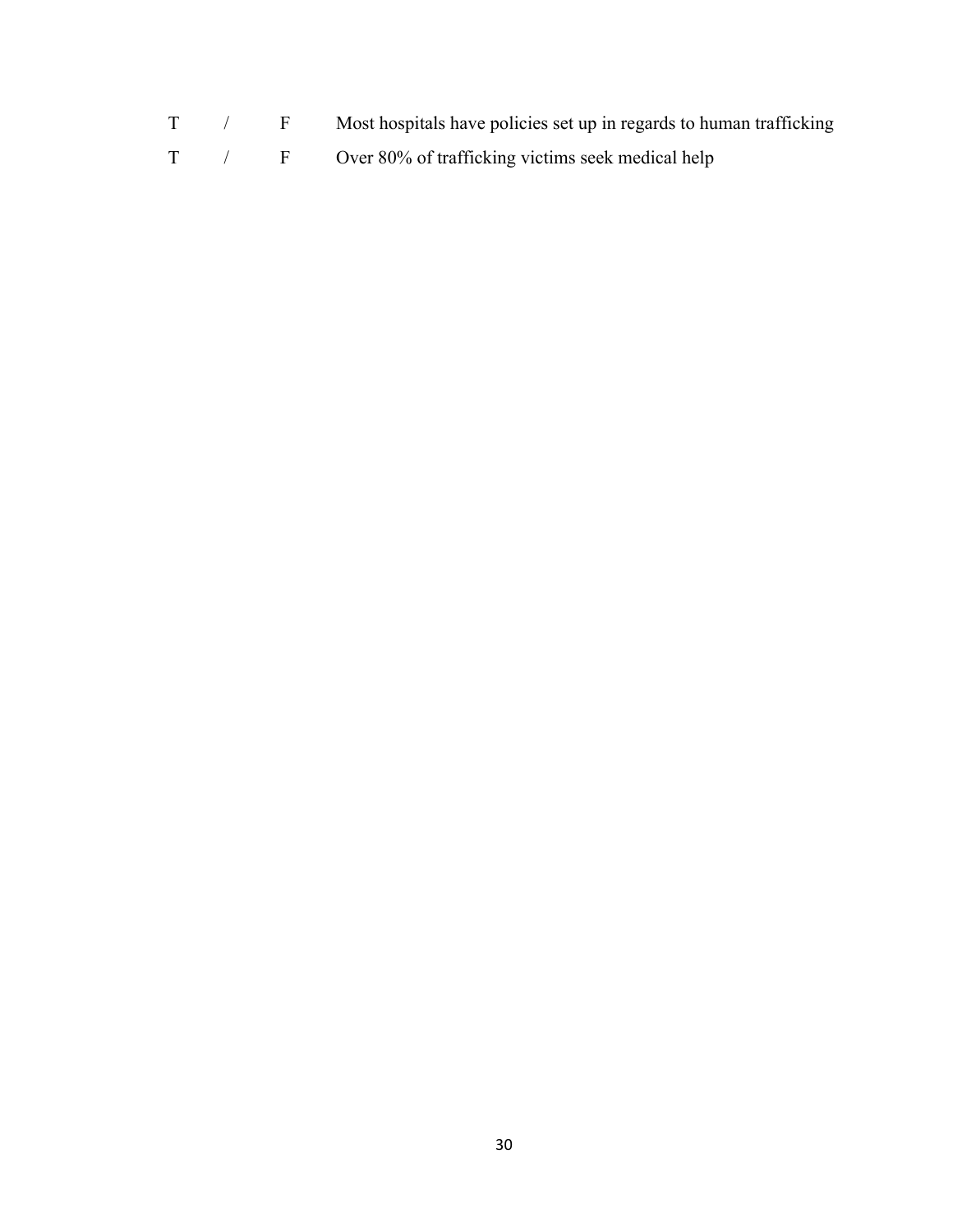T / F Most hospitals have policies set up in regards to human trafficking

T / F Over 80% of trafficking victims seek medical help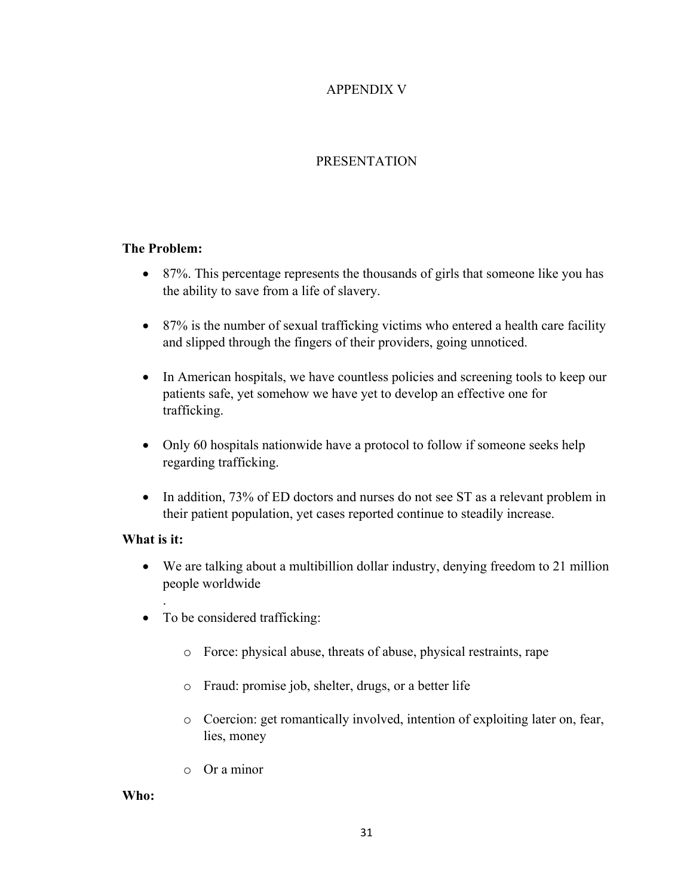# APPENDIX V

## PRESENTATION

**The Problem:**

- 87%. This percentage represents the thousands of girls that someone like you has the ability to save from a life of slavery.
- 87% is the number of sexual trafficking victims who entered a health care facility and slipped through the fingers of their providers, going unnoticed.
- In American hospitals, we have countless policies and screening tools to keep our patients safe, yet somehow we have yet to develop an effective one for trafficking.
- Only 60 hospitals nationwide have a protocol to follow if someone seeks help regarding trafficking.
- In addition, 73% of ED doctors and nurses do not see ST as a relevant problem in their patient population, yet cases reported continue to steadily increase.

**What is it:**

- We are talking about a multibillion dollar industry, denying freedom to 21 million people worldwide
.
- To be considered trafficking:
  - Force: physical abuse, threats of abuse, physical restraints, rape
  - Fraud: promise job, shelter, drugs, or a better life
  - Coercion: get romantically involved, intention of exploiting later on, fear, lies, money
  - Or a minor

**Who:**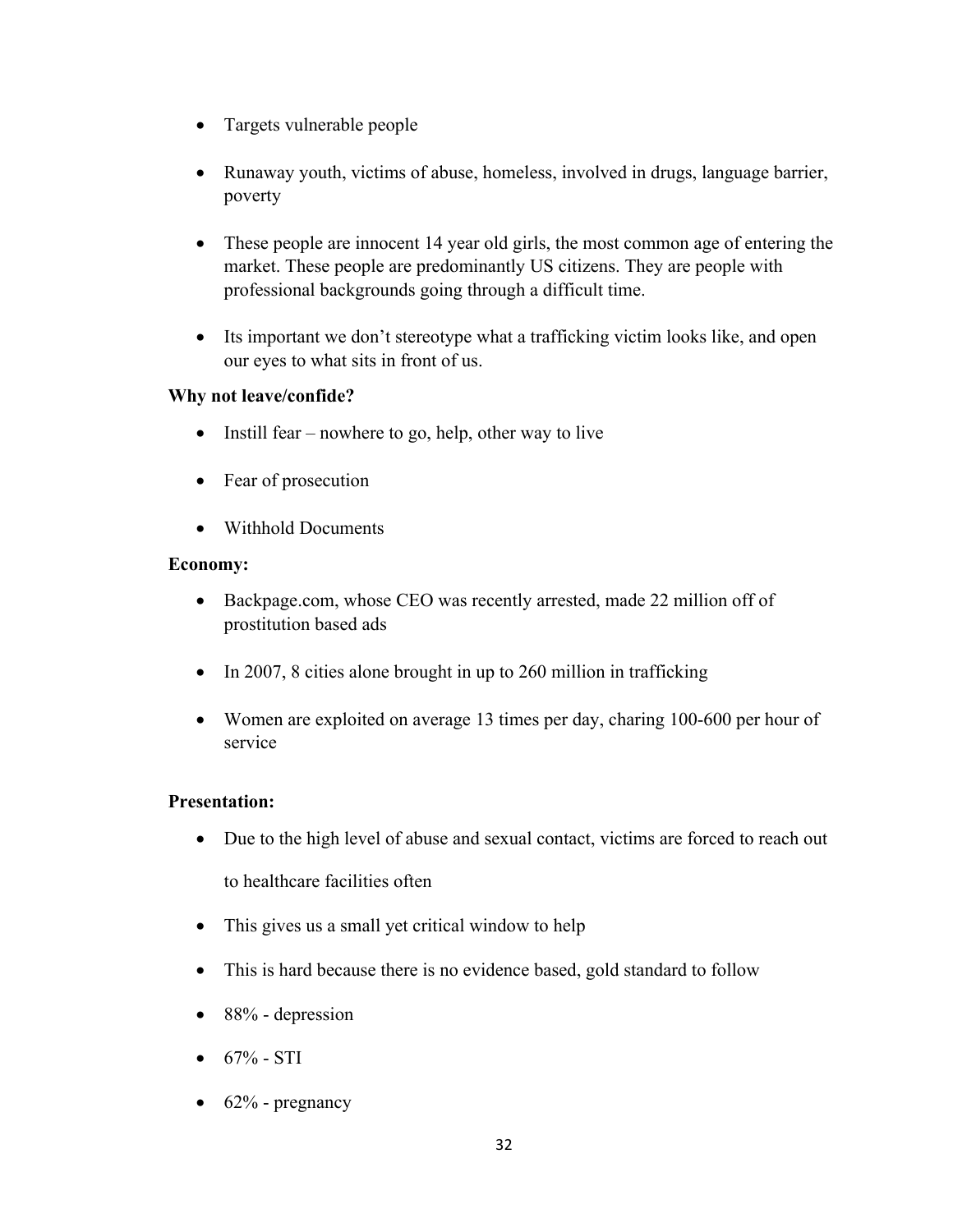- Targets vulnerable people

- Runaway youth, victims of abuse, homeless, involved in drugs, language barrier, poverty

- These people are innocent 14 year old girls, the most common age of entering the market. These people are predominantly US citizens. They are people with professional backgrounds going through a difficult time.

- Its important we don't stereotype what a trafficking victim looks like, and open our eyes to what sits in front of us.

**Why not leave/confide?**

- Instill fear – nowhere to go, help, other way to live

- Fear of prosecution

- Withhold Documents

**Economy:**

- Backpage.com, whose CEO was recently arrested, made 22 million off of prostitution based ads

- In 2007, 8 cities alone brought in up to 260 million in trafficking

- Women are exploited on average 13 times per day, charing 100-600 per hour of service

**Presentation:**

- Due to the high level of abuse and sexual contact, victims are forced to reach out to healthcare facilities often

- This gives us a small yet critical window to help

- This is hard because there is no evidence based, gold standard to follow

- 88% - depression

- 67% - STI

- 62% - pregnancy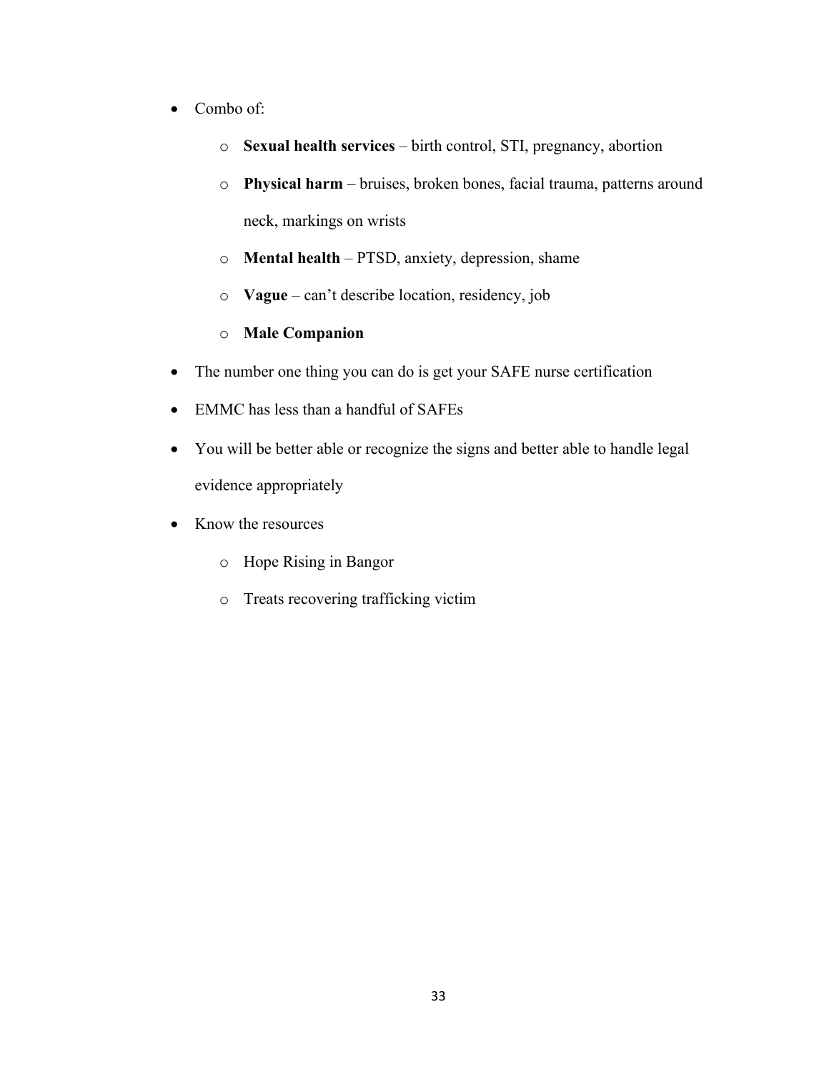- Combo of:
  - **Sexual health services** – birth control, STI, pregnancy, abortion
  - **Physical harm** – bruises, broken bones, facial trauma, patterns around neck, markings on wrists
  - **Mental health** – PTSD, anxiety, depression, shame
  - **Vague** – can't describe location, residency, job
  - **Male Companion**
- The number one thing you can do is get your SAFE nurse certification
- EMMC has less than a handful of SAFEs
- You will be better able or recognize the signs and better able to handle legal evidence appropriately
- Know the resources
  - Hope Rising in Bangor
  - Treats recovering trafficking victim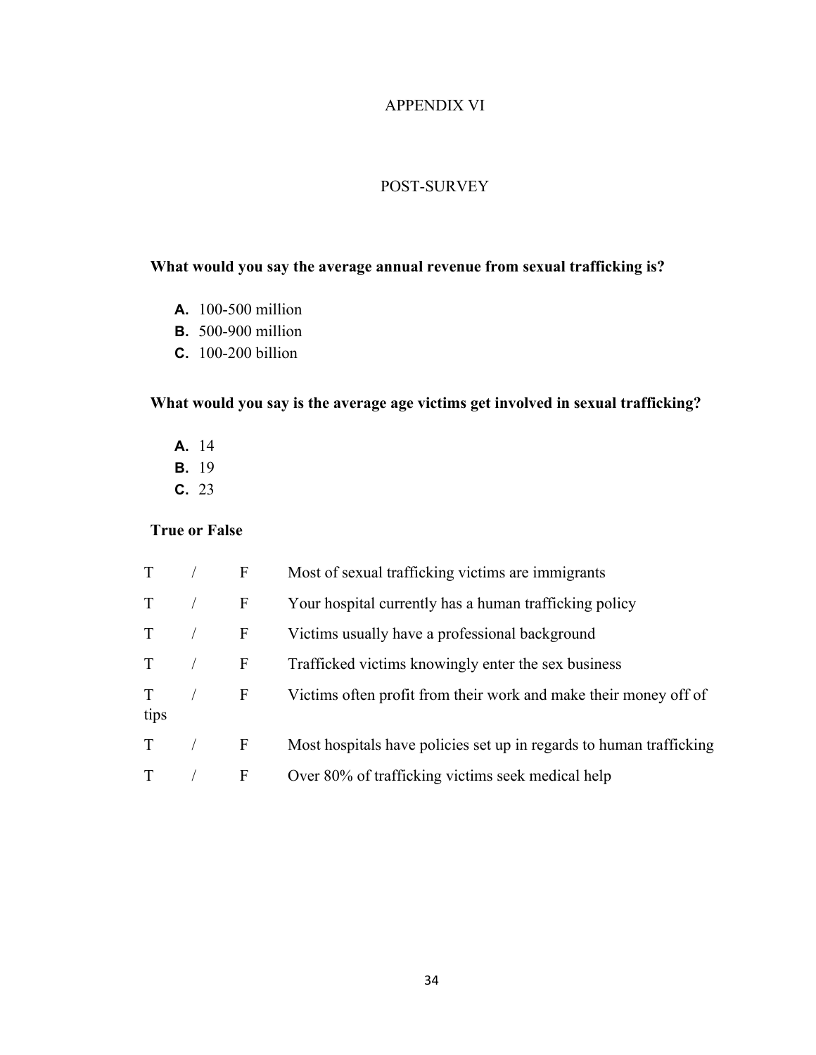# APPENDIX VI

## POST-SURVEY

**What would you say the average annual revenue from sexual trafficking is?**

- **A.** 100-500 million
- **B.** 500-900 million
- **C.** 100-200 billion

**What would you say is the average age victims get involved in sexual trafficking?**

- **A.** 14
- **B.** 19
- **C.** 23

**True or False**

T / F Most of sexual trafficking victims are immigrants

T / F Your hospital currently has a human trafficking policy

T / F Victims usually have a professional background

T / F Trafficked victims knowingly enter the sex business

T / F Victims often profit from their work and make their money off of tips

T / F Most hospitals have policies set up in regards to human trafficking

T / F Over 80% of trafficking victims seek medical help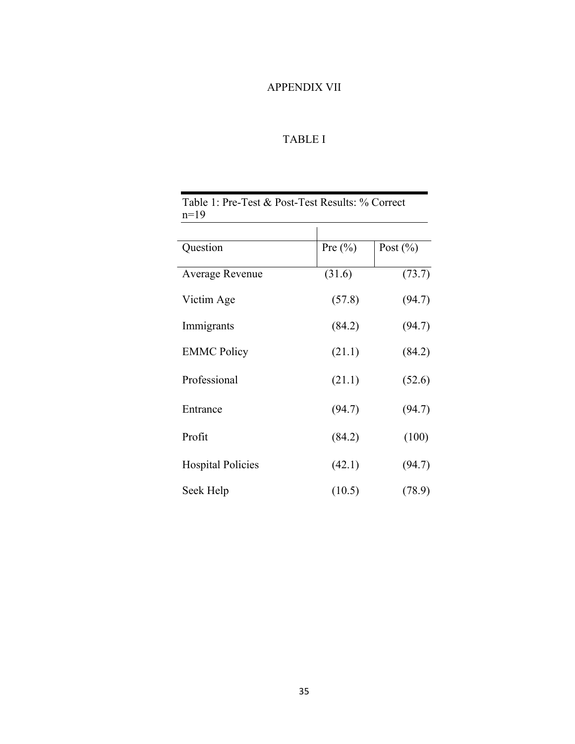APPENDIX VII

TABLE I

Table 1: Pre-Test & Post-Test Results: % Correct
n=19

| Question | Pre (%) | Post (%) |
|---|---|---|
| Average Revenue | (31.6) | (73.7) |
| Victim Age | (57.8) | (94.7) |
| Immigrants | (84.2) | (94.7) |
| EMMC Policy | (21.1) | (84.2) |
| Professional | (21.1) | (52.6) |
| Entrance | (94.7) | (94.7) |
| Profit | (84.2) | (100) |
| Hospital Policies | (42.1) | (94.7) |
| Seek Help | (10.5) | (78.9) |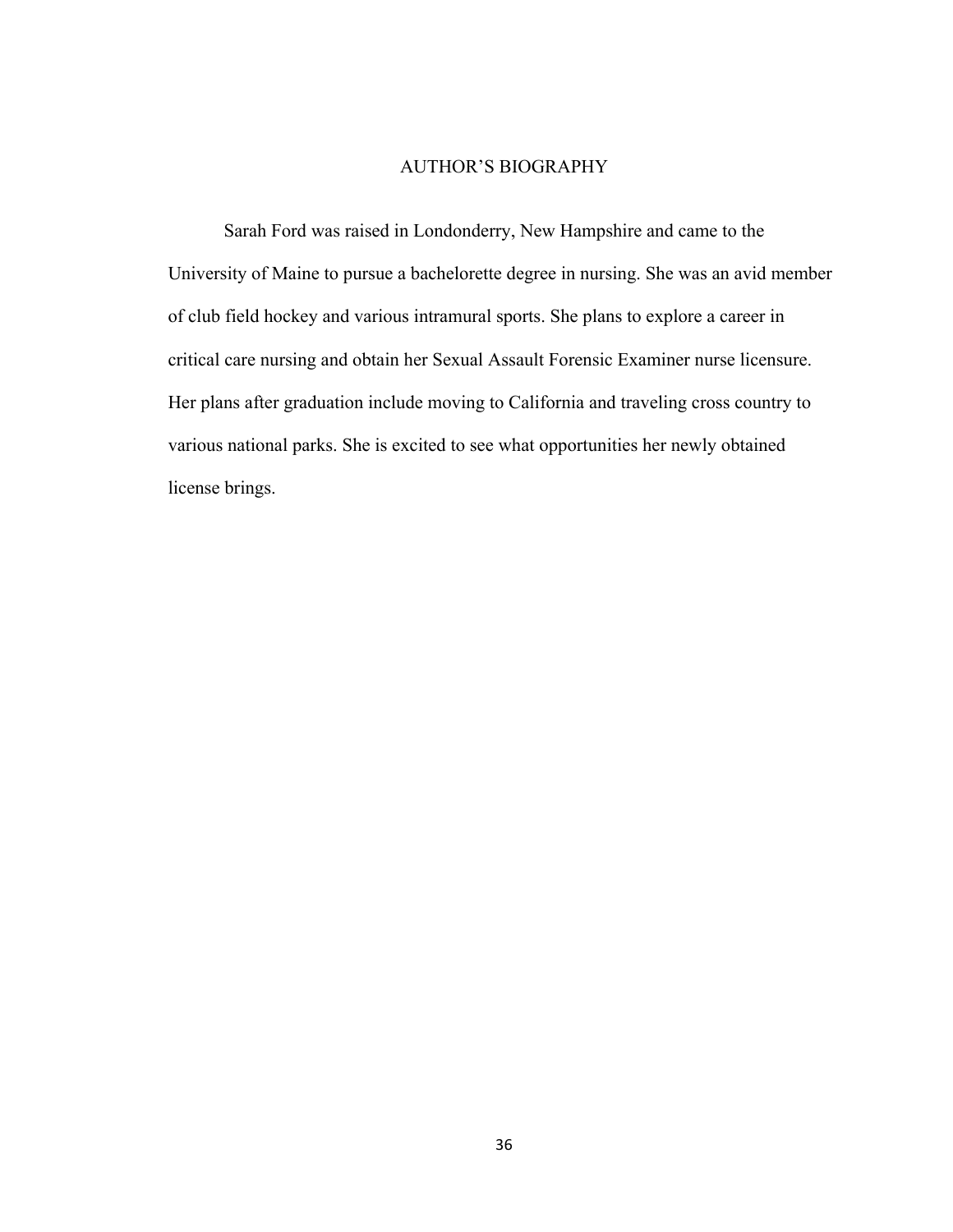# AUTHOR'S BIOGRAPHY

Sarah Ford was raised in Londonderry, New Hampshire and came to the University of Maine to pursue a bachelorette degree in nursing. She was an avid member of club field hockey and various intramural sports. She plans to explore a career in critical care nursing and obtain her Sexual Assault Forensic Examiner nurse licensure. Her plans after graduation include moving to California and traveling cross country to various national parks. She is excited to see what opportunities her newly obtained license brings.